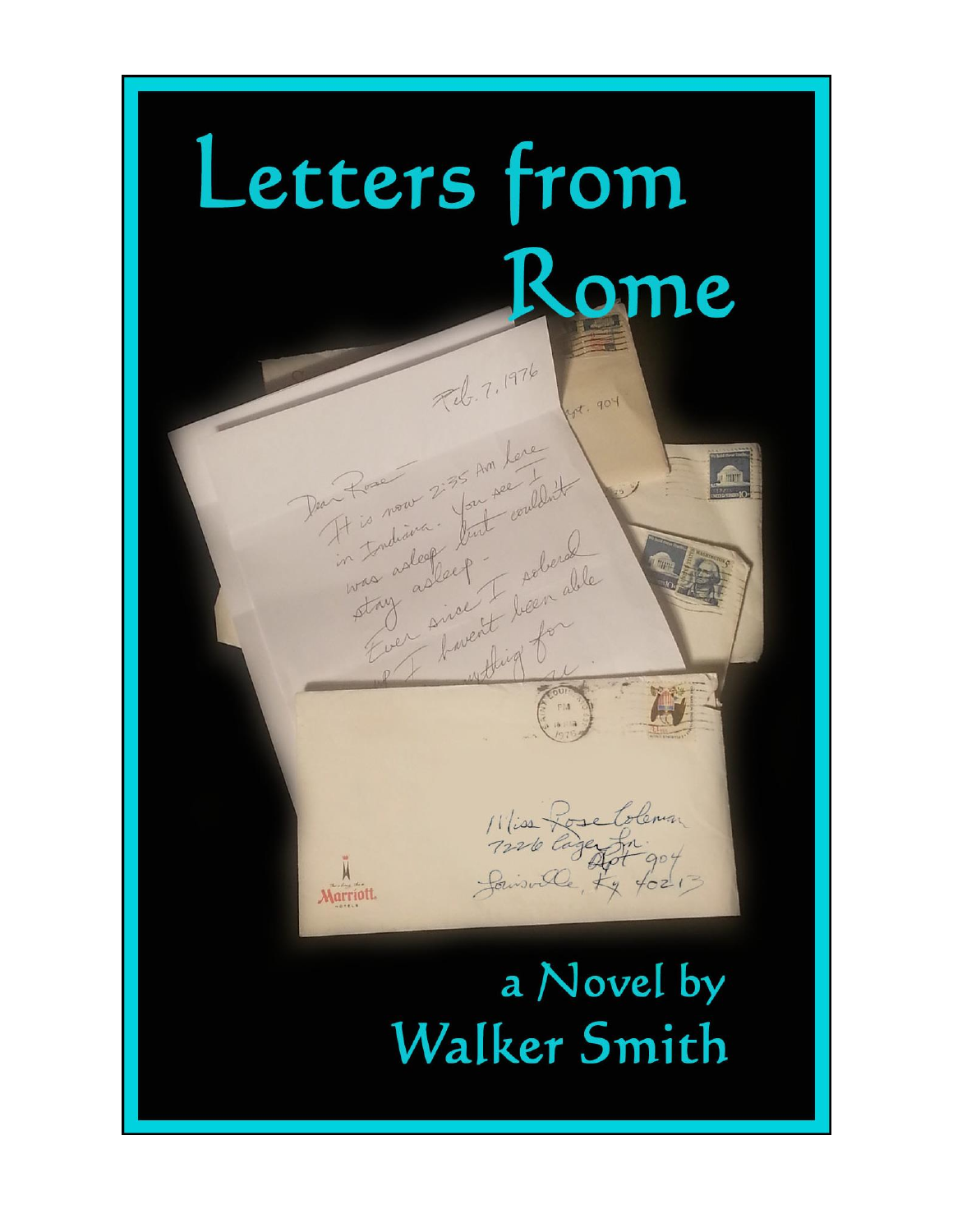# Letters from Rome

a Novel by

Walker Smith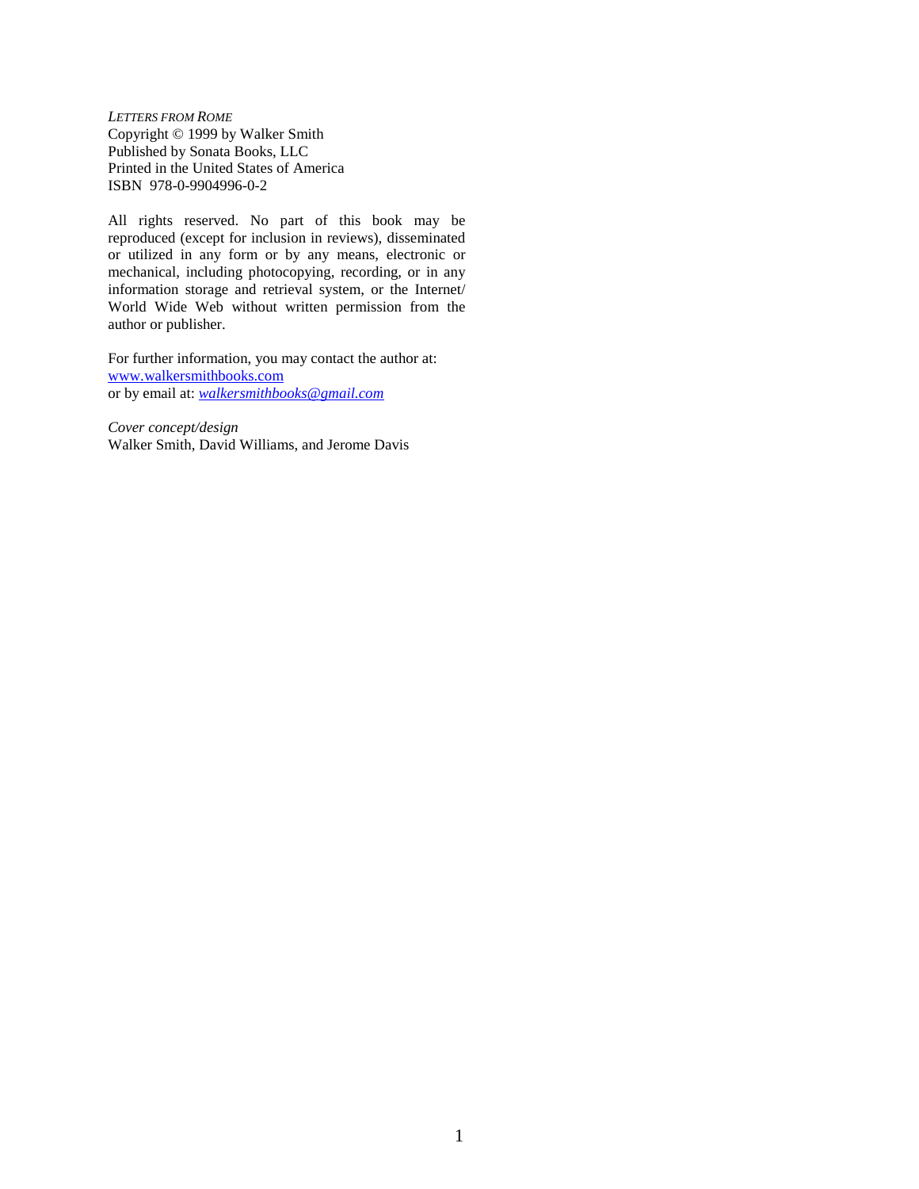*LETTERS FROM ROME*
Copyright © 1999 by Walker Smith
Published by Sonata Books, LLC
Printed in the United States of America
ISBN 978-0-9904996-0-2

All rights reserved. No part of this book may be reproduced (except for inclusion in reviews), disseminated or utilized in any form or by any means, electronic or mechanical, including photocopying, recording, or in any information storage and retrieval system, or the Internet/ World Wide Web without written permission from the author or publisher.

For further information, you may contact the author at:
www.walkersmithbooks.com
or by email at: *walkersmithbooks@gmail.com*

*Cover concept/design*
Walker Smith, David Williams, and Jerome Davis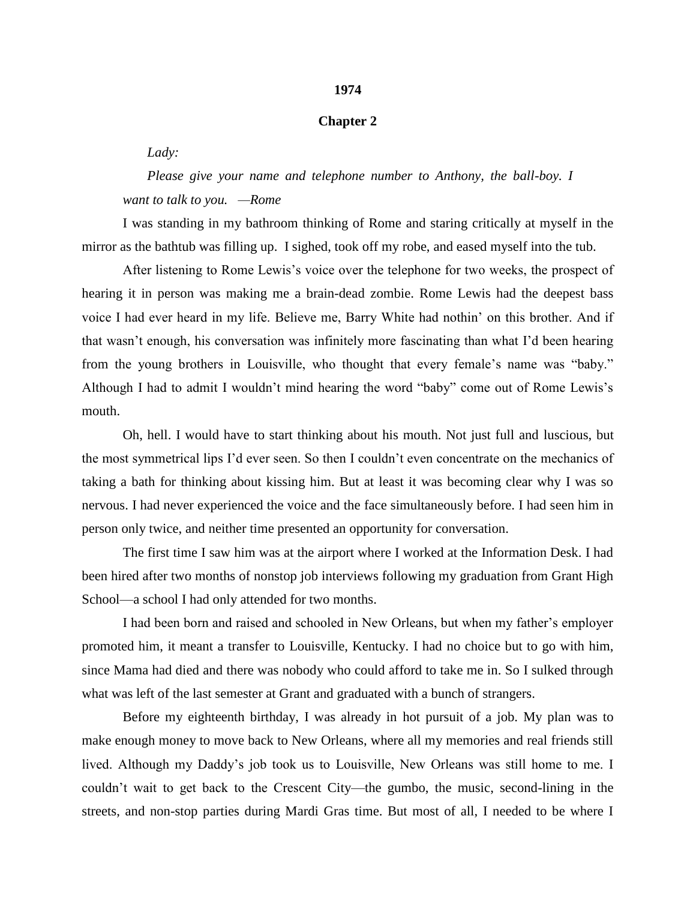**1974**

## Chapter 2

*Lady:*

*Please give your name and telephone number to Anthony, the ball-boy. I want to talk to you. —Rome*

I was standing in my bathroom thinking of Rome and staring critically at myself in the mirror as the bathtub was filling up. I sighed, took off my robe, and eased myself into the tub.

After listening to Rome Lewis's voice over the telephone for two weeks, the prospect of hearing it in person was making me a brain-dead zombie. Rome Lewis had the deepest bass voice I had ever heard in my life. Believe me, Barry White had nothin' on this brother. And if that wasn't enough, his conversation was infinitely more fascinating than what I'd been hearing from the young brothers in Louisville, who thought that every female's name was "baby." Although I had to admit I wouldn't mind hearing the word "baby" come out of Rome Lewis's mouth.

Oh, hell. I would have to start thinking about his mouth. Not just full and luscious, but the most symmetrical lips I'd ever seen. So then I couldn't even concentrate on the mechanics of taking a bath for thinking about kissing him. But at least it was becoming clear why I was so nervous. I had never experienced the voice and the face simultaneously before. I had seen him in person only twice, and neither time presented an opportunity for conversation.

The first time I saw him was at the airport where I worked at the Information Desk. I had been hired after two months of nonstop job interviews following my graduation from Grant High School—a school I had only attended for two months.

I had been born and raised and schooled in New Orleans, but when my father's employer promoted him, it meant a transfer to Louisville, Kentucky. I had no choice but to go with him, since Mama had died and there was nobody who could afford to take me in. So I sulked through what was left of the last semester at Grant and graduated with a bunch of strangers.

Before my eighteenth birthday, I was already in hot pursuit of a job. My plan was to make enough money to move back to New Orleans, where all my memories and real friends still lived. Although my Daddy's job took us to Louisville, New Orleans was still home to me. I couldn't wait to get back to the Crescent City—the gumbo, the music, second-lining in the streets, and non-stop parties during Mardi Gras time. But most of all, I needed to be where I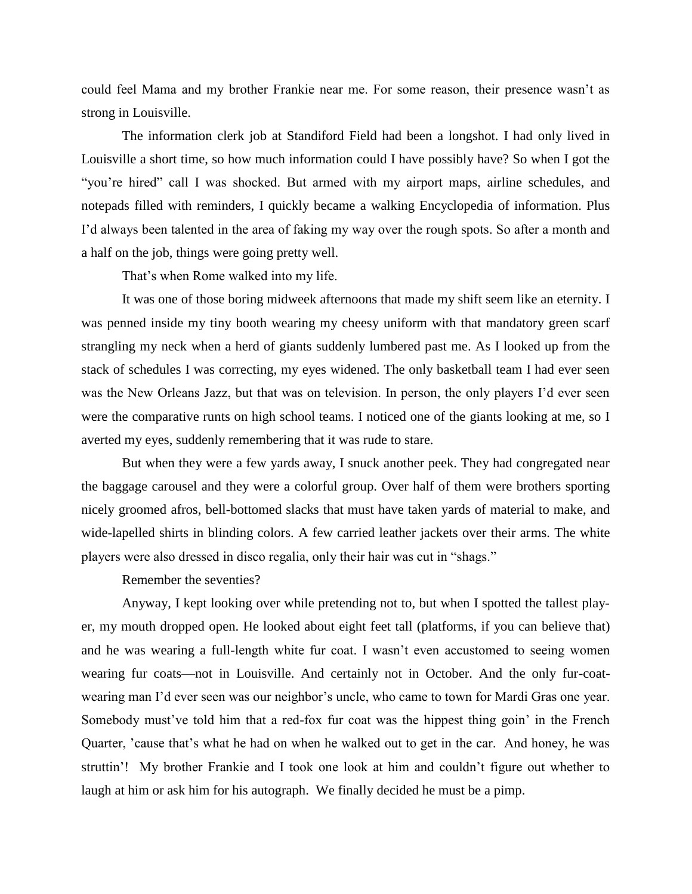could feel Mama and my brother Frankie near me. For some reason, their presence wasn't as strong in Louisville.

The information clerk job at Standiford Field had been a longshot. I had only lived in Louisville a short time, so how much information could I have possibly have? So when I got the "you're hired" call I was shocked. But armed with my airport maps, airline schedules, and notepads filled with reminders, I quickly became a walking Encyclopedia of information. Plus I'd always been talented in the area of faking my way over the rough spots. So after a month and a half on the job, things were going pretty well.

That's when Rome walked into my life.

It was one of those boring midweek afternoons that made my shift seem like an eternity. I was penned inside my tiny booth wearing my cheesy uniform with that mandatory green scarf strangling my neck when a herd of giants suddenly lumbered past me. As I looked up from the stack of schedules I was correcting, my eyes widened. The only basketball team I had ever seen was the New Orleans Jazz, but that was on television. In person, the only players I'd ever seen were the comparative runts on high school teams. I noticed one of the giants looking at me, so I averted my eyes, suddenly remembering that it was rude to stare.

But when they were a few yards away, I snuck another peek. They had congregated near the baggage carousel and they were a colorful group. Over half of them were brothers sporting nicely groomed afros, bell-bottomed slacks that must have taken yards of material to make, and wide-lapelled shirts in blinding colors. A few carried leather jackets over their arms. The white players were also dressed in disco regalia, only their hair was cut in "shags."

Remember the seventies?

Anyway, I kept looking over while pretending not to, but when I spotted the tallest player, my mouth dropped open. He looked about eight feet tall (platforms, if you can believe that) and he was wearing a full-length white fur coat. I wasn't even accustomed to seeing women wearing fur coats—not in Louisville. And certainly not in October. And the only fur-coat-wearing man I'd ever seen was our neighbor's uncle, who came to town for Mardi Gras one year. Somebody must've told him that a red-fox fur coat was the hippest thing goin' in the French Quarter, 'cause that's what he had on when he walked out to get in the car. And honey, he was struttin'! My brother Frankie and I took one look at him and couldn't figure out whether to laugh at him or ask him for his autograph. We finally decided he must be a pimp.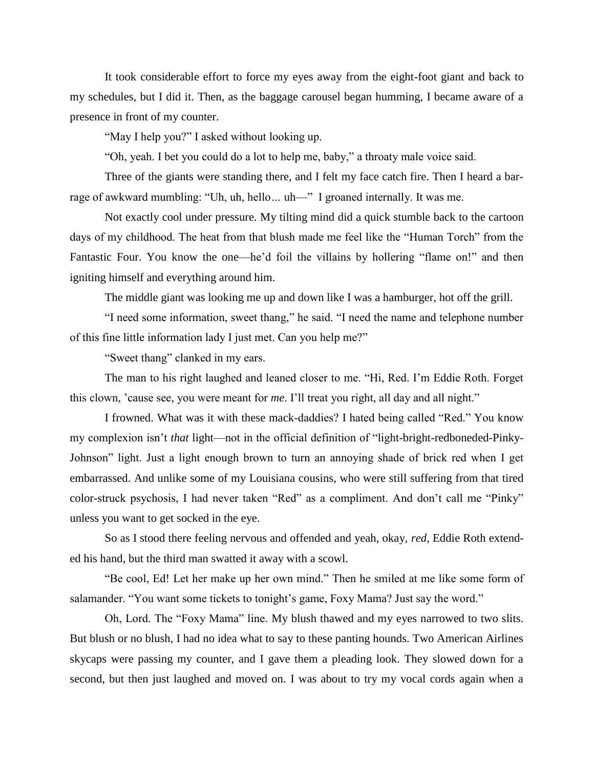It took considerable effort to force my eyes away from the eight-foot giant and back to my schedules, but I did it. Then, as the baggage carousel began humming, I became aware of a presence in front of my counter.

"May I help you?" I asked without looking up.

"Oh, yeah. I bet you could do a lot to help me, baby," a throaty male voice said.

Three of the giants were standing there, and I felt my face catch fire. Then I heard a barrage of awkward mumbling: "Uh, uh, hello… uh—" I groaned internally. It was me.

Not exactly cool under pressure. My tilting mind did a quick stumble back to the cartoon days of my childhood. The heat from that blush made me feel like the "Human Torch" from the Fantastic Four. You know the one—he'd foil the villains by hollering "flame on!" and then igniting himself and everything around him.

The middle giant was looking me up and down like I was a hamburger, hot off the grill.

"I need some information, sweet thang," he said. "I need the name and telephone number of this fine little information lady I just met. Can you help me?"

"Sweet thang" clanked in my ears.

The man to his right laughed and leaned closer to me. "Hi, Red. I'm Eddie Roth. Forget this clown, 'cause see, you were meant for *me*. I'll treat you right, all day and all night."

I frowned. What was it with these mack-daddies? I hated being called "Red." You know my complexion isn't *that* light—not in the official definition of "light-bright-redboneded-Pinky-Johnson" light. Just a light enough brown to turn an annoying shade of brick red when I get embarrassed. And unlike some of my Louisiana cousins, who were still suffering from that tired color-struck psychosis, I had never taken "Red" as a compliment. And don't call me "Pinky" unless you want to get socked in the eye.

So as I stood there feeling nervous and offended and yeah, okay, *red*, Eddie Roth extended his hand, but the third man swatted it away with a scowl.

"Be cool, Ed! Let her make up her own mind." Then he smiled at me like some form of salamander. "You want some tickets to tonight's game, Foxy Mama? Just say the word."

Oh, Lord. The "Foxy Mama" line. My blush thawed and my eyes narrowed to two slits. But blush or no blush, I had no idea what to say to these panting hounds. Two American Airlines skycaps were passing my counter, and I gave them a pleading look. They slowed down for a second, but then just laughed and moved on. I was about to try my vocal cords again when a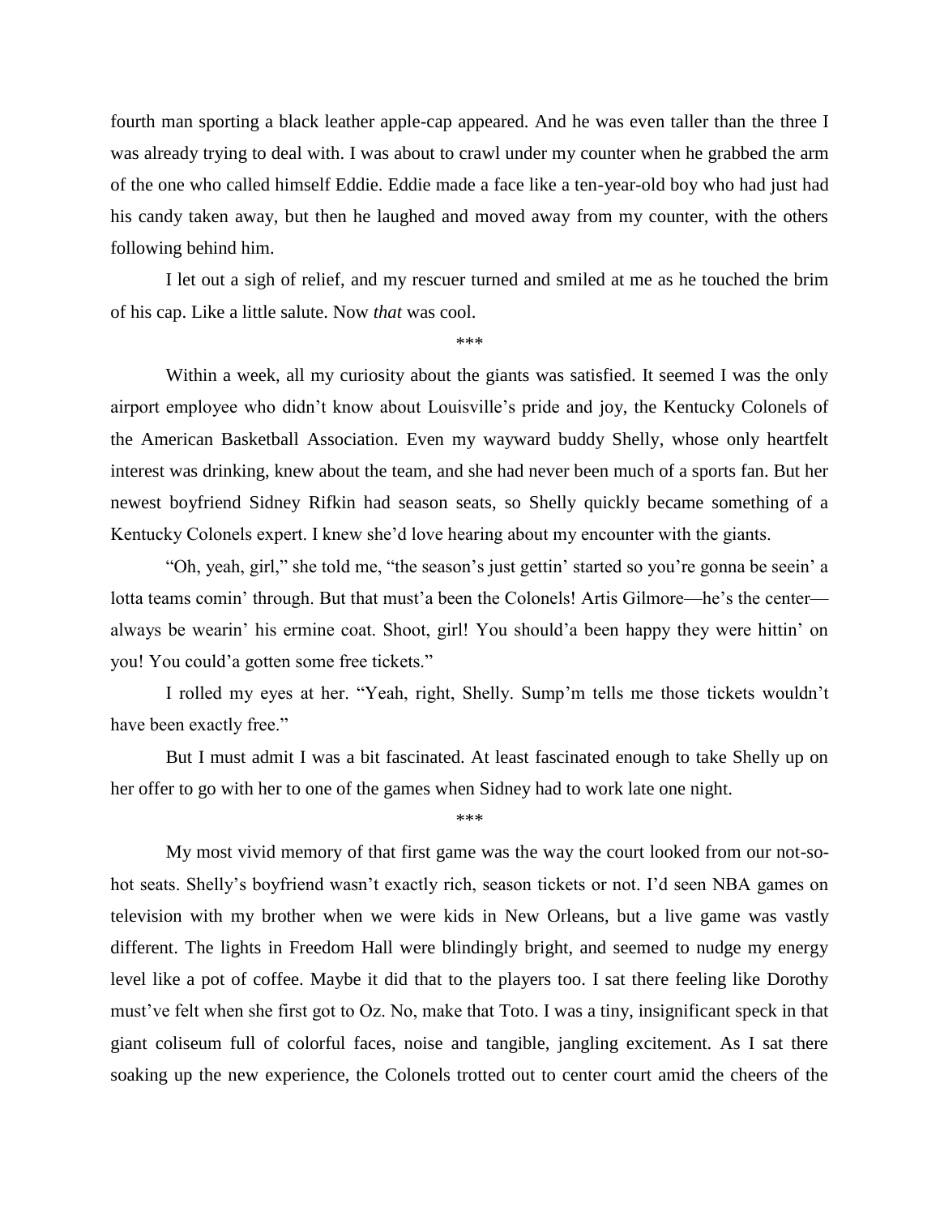fourth man sporting a black leather apple-cap appeared. And he was even taller than the three I was already trying to deal with. I was about to crawl under my counter when he grabbed the arm of the one who called himself Eddie. Eddie made a face like a ten-year-old boy who had just had his candy taken away, but then he laughed and moved away from my counter, with the others following behind him.

I let out a sigh of relief, and my rescuer turned and smiled at me as he touched the brim of his cap. Like a little salute. Now *that* was cool.

\*\*\*

Within a week, all my curiosity about the giants was satisfied. It seemed I was the only airport employee who didn't know about Louisville's pride and joy, the Kentucky Colonels of the American Basketball Association. Even my wayward buddy Shelly, whose only heartfelt interest was drinking, knew about the team, and she had never been much of a sports fan. But her newest boyfriend Sidney Rifkin had season seats, so Shelly quickly became something of a Kentucky Colonels expert. I knew she'd love hearing about my encounter with the giants.

"Oh, yeah, girl," she told me, "the season's just gettin' started so you're gonna be seein' a lotta teams comin' through. But that must'a been the Colonels! Artis Gilmore—he's the center—always be wearin' his ermine coat. Shoot, girl! You should'a been happy they were hittin' on you! You could'a gotten some free tickets."

I rolled my eyes at her. "Yeah, right, Shelly. Sump'm tells me those tickets wouldn't have been exactly free."

But I must admit I was a bit fascinated. At least fascinated enough to take Shelly up on her offer to go with her to one of the games when Sidney had to work late one night.

\*\*\*

My most vivid memory of that first game was the way the court looked from our not-so-hot seats. Shelly's boyfriend wasn't exactly rich, season tickets or not. I'd seen NBA games on television with my brother when we were kids in New Orleans, but a live game was vastly different. The lights in Freedom Hall were blindingly bright, and seemed to nudge my energy level like a pot of coffee. Maybe it did that to the players too. I sat there feeling like Dorothy must've felt when she first got to Oz. No, make that Toto. I was a tiny, insignificant speck in that giant coliseum full of colorful faces, noise and tangible, jangling excitement. As I sat there soaking up the new experience, the Colonels trotted out to center court amid the cheers of the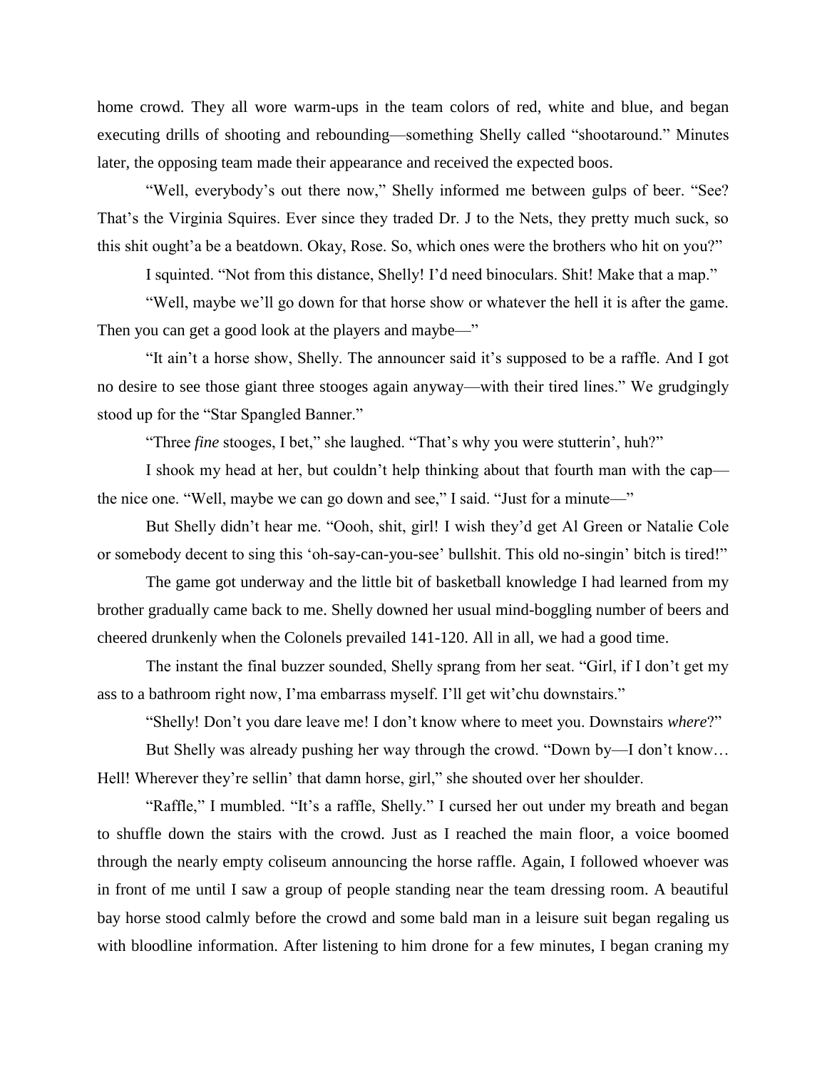home crowd. They all wore warm-ups in the team colors of red, white and blue, and began executing drills of shooting and rebounding—something Shelly called "shootaround." Minutes later, the opposing team made their appearance and received the expected boos.

"Well, everybody's out there now," Shelly informed me between gulps of beer. "See? That's the Virginia Squires. Ever since they traded Dr. J to the Nets, they pretty much suck, so this shit ought'a be a beatdown. Okay, Rose. So, which ones were the brothers who hit on you?"

I squinted. "Not from this distance, Shelly! I'd need binoculars. Shit! Make that a map."

"Well, maybe we'll go down for that horse show or whatever the hell it is after the game. Then you can get a good look at the players and maybe—"

"It ain't a horse show, Shelly. The announcer said it's supposed to be a raffle. And I got no desire to see those giant three stooges again anyway—with their tired lines." We grudgingly stood up for the "Star Spangled Banner."

"Three *fine* stooges, I bet," she laughed. "That's why you were stutterin', huh?"

I shook my head at her, but couldn't help thinking about that fourth man with the cap—the nice one. "Well, maybe we can go down and see," I said. "Just for a minute—"

But Shelly didn't hear me. "Oooh, shit, girl! I wish they'd get Al Green or Natalie Cole or somebody decent to sing this 'oh-say-can-you-see' bullshit. This old no-singin' bitch is tired!"

The game got underway and the little bit of basketball knowledge I had learned from my brother gradually came back to me. Shelly downed her usual mind-boggling number of beers and cheered drunkenly when the Colonels prevailed 141-120. All in all, we had a good time.

The instant the final buzzer sounded, Shelly sprang from her seat. "Girl, if I don't get my ass to a bathroom right now, I'ma embarrass myself. I'll get wit'chu downstairs."

"Shelly! Don't you dare leave me! I don't know where to meet you. Downstairs *where*?"

But Shelly was already pushing her way through the crowd. "Down by—I don't know… Hell! Wherever they're sellin' that damn horse, girl," she shouted over her shoulder.

"Raffle," I mumbled. "It's a raffle, Shelly." I cursed her out under my breath and began to shuffle down the stairs with the crowd. Just as I reached the main floor, a voice boomed through the nearly empty coliseum announcing the horse raffle. Again, I followed whoever was in front of me until I saw a group of people standing near the team dressing room. A beautiful bay horse stood calmly before the crowd and some bald man in a leisure suit began regaling us with bloodline information. After listening to him drone for a few minutes, I began craning my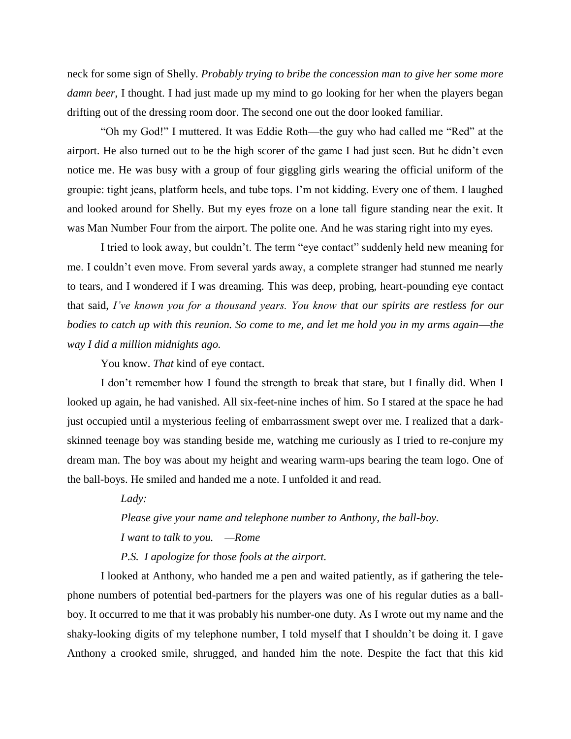neck for some sign of Shelly. *Probably trying to bribe the concession man to give her some more damn beer*, I thought. I had just made up my mind to go looking for her when the players began drifting out of the dressing room door. The second one out the door looked familiar.

"Oh my God!" I muttered. It was Eddie Roth—the guy who had called me "Red" at the airport. He also turned out to be the high scorer of the game I had just seen. But he didn't even notice me. He was busy with a group of four giggling girls wearing the official uniform of the groupie: tight jeans, platform heels, and tube tops. I'm not kidding. Every one of them. I laughed and looked around for Shelly. But my eyes froze on a lone tall figure standing near the exit. It was Man Number Four from the airport. The polite one. And he was staring right into my eyes.

I tried to look away, but couldn't. The term "eye contact" suddenly held new meaning for me. I couldn't even move. From several yards away, a complete stranger had stunned me nearly to tears, and I wondered if I was dreaming. This was deep, probing, heart-pounding eye contact that said, *I've known you for a thousand years. You know that our spirits are restless for our bodies to catch up with this reunion. So come to me, and let me hold you in my arms again—the way I did a million midnights ago.*

You know. *That* kind of eye contact.

I don't remember how I found the strength to break that stare, but I finally did. When I looked up again, he had vanished. All six-feet-nine inches of him. So I stared at the space he had just occupied until a mysterious feeling of embarrassment swept over me. I realized that a dark-skinned teenage boy was standing beside me, watching me curiously as I tried to re-conjure my dream man. The boy was about my height and wearing warm-ups bearing the team logo. One of the ball-boys. He smiled and handed me a note. I unfolded it and read.

> *Lady:*
>
> *Please give your name and telephone number to Anthony, the ball-boy.*
>
> *I want to talk to you. —Rome*
>
> *P.S. I apologize for those fools at the airport.*

I looked at Anthony, who handed me a pen and waited patiently, as if gathering the telephone numbers of potential bed-partners for the players was one of his regular duties as a ball-boy. It occurred to me that it was probably his number-one duty. As I wrote out my name and the shaky-looking digits of my telephone number, I told myself that I shouldn't be doing it. I gave Anthony a crooked smile, shrugged, and handed him the note. Despite the fact that this kid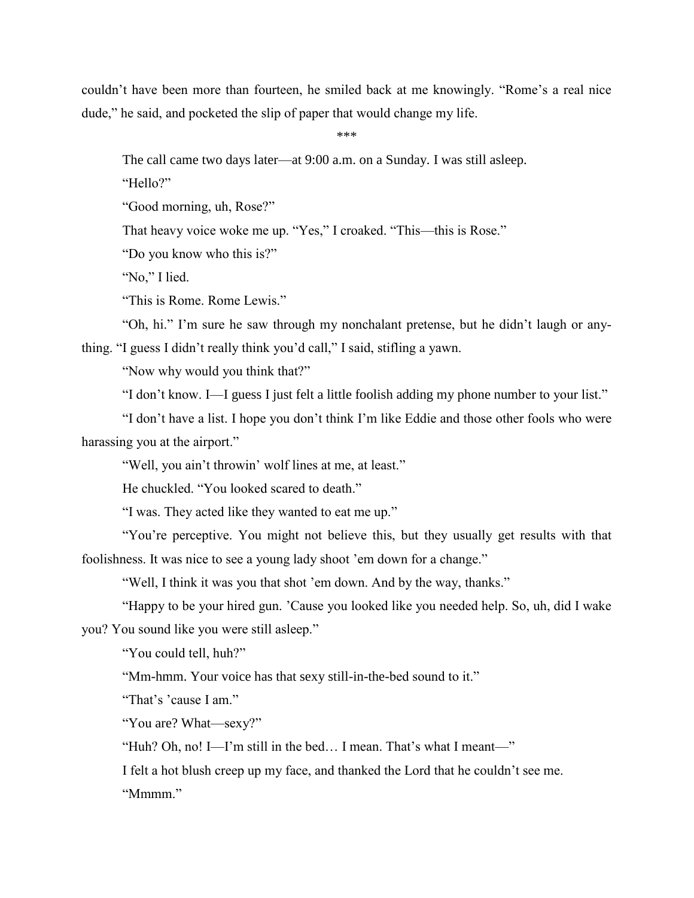couldn’t have been more than fourteen, he smiled back at me knowingly. “Rome’s a real nice dude,” he said, and pocketed the slip of paper that would change my life.

***

The call came two days later—at 9:00 a.m. on a Sunday. I was still asleep.

“Hello?”

“Good morning, uh, Rose?”

That heavy voice woke me up. “Yes,” I croaked. “This—this is Rose.”

“Do you know who this is?”

“No,” I lied.

“This is Rome. Rome Lewis.”

“Oh, hi.” I’m sure he saw through my nonchalant pretense, but he didn’t laugh or anything. “I guess I didn’t really think you’d call,” I said, stifling a yawn.

“Now why would you think that?”

“I don’t know. I—I guess I just felt a little foolish adding my phone number to your list.”

“I don’t have a list. I hope you don’t think I’m like Eddie and those other fools who were harassing you at the airport.”

“Well, you ain’t throwin’ wolf lines at me, at least.”

He chuckled. “You looked scared to death.”

“I was. They acted like they wanted to eat me up.”

“You’re perceptive. You might not believe this, but they usually get results with that foolishness. It was nice to see a young lady shoot ’em down for a change.”

“Well, I think it was you that shot ’em down. And by the way, thanks.”

“Happy to be your hired gun. ’Cause you looked like you needed help. So, uh, did I wake you? You sound like you were still asleep.”

“You could tell, huh?”

“Mm-hmm. Your voice has that sexy still-in-the-bed sound to it.”

“That’s ’cause I am.”

“You are? What—sexy?”

“Huh? Oh, no! I—I’m still in the bed… I mean. That’s what I meant—”

I felt a hot blush creep up my face, and thanked the Lord that he couldn’t see me.

“Mmmm.”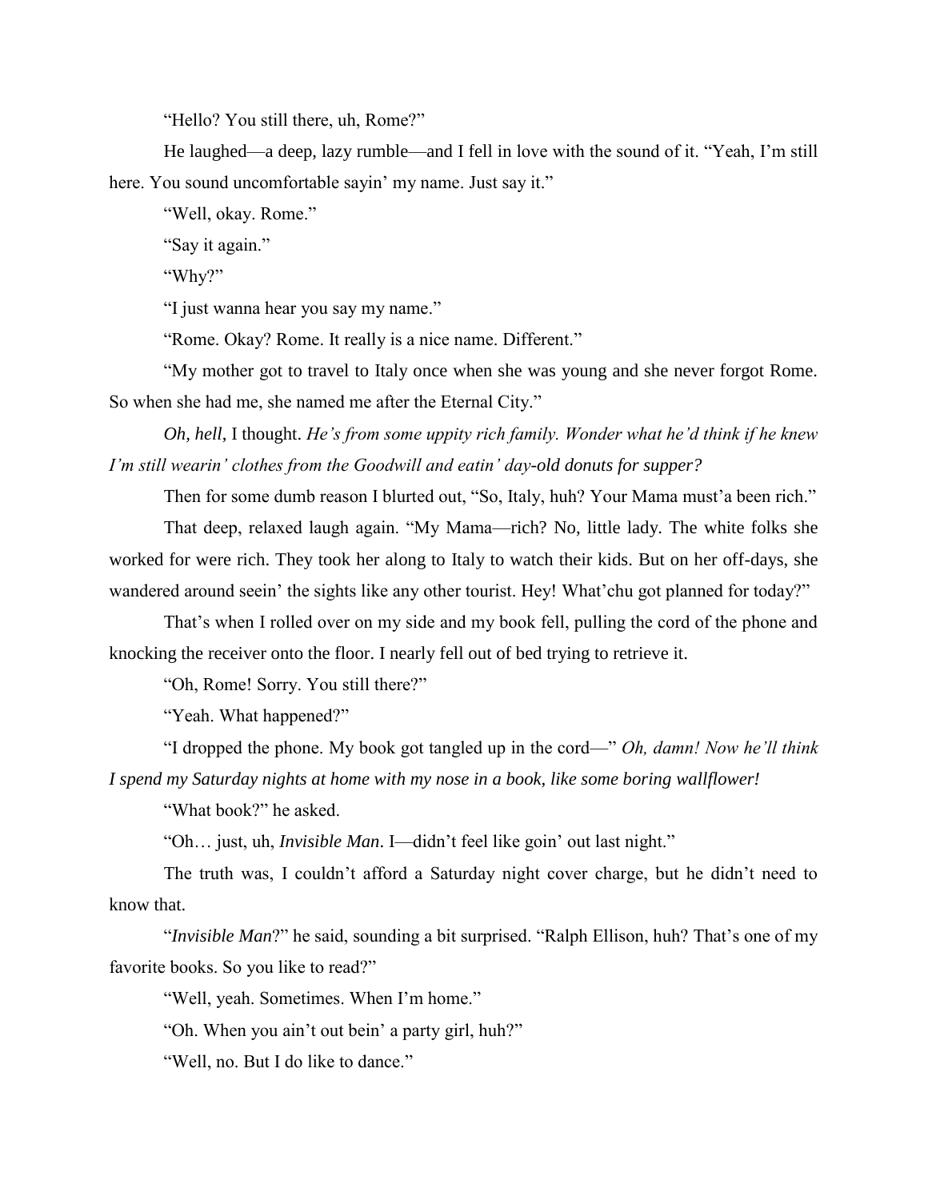"Hello? You still there, uh, Rome?"

He laughed—a deep, lazy rumble—and I fell in love with the sound of it. "Yeah, I'm still here. You sound uncomfortable sayin' my name. Just say it."

"Well, okay. Rome."

"Say it again."

"Why?"

"I just wanna hear you say my name."

"Rome. Okay? Rome. It really is a nice name. Different."

"My mother got to travel to Italy once when she was young and she never forgot Rome. So when she had me, she named me after the Eternal City."

*Oh, hell,* I thought. *He's from some uppity rich family. Wonder what he'd think if he knew I'm still wearin' clothes from the Goodwill and eatin' day-old donuts for supper?*

Then for some dumb reason I blurted out, "So, Italy, huh? Your Mama must'a been rich."

That deep, relaxed laugh again. "My Mama—rich? No, little lady. The white folks she worked for were rich. They took her along to Italy to watch their kids. But on her off-days, she wandered around seein' the sights like any other tourist. Hey! What'chu got planned for today?"

That's when I rolled over on my side and my book fell, pulling the cord of the phone and knocking the receiver onto the floor. I nearly fell out of bed trying to retrieve it.

"Oh, Rome! Sorry. You still there?"

"Yeah. What happened?"

"I dropped the phone. My book got tangled up in the cord—" *Oh, damn! Now he'll think I spend my Saturday nights at home with my nose in a book, like some boring wallflower!*

"What book?" he asked.

"Oh… just, uh, *Invisible Man*. I—didn't feel like goin' out last night."

The truth was, I couldn't afford a Saturday night cover charge, but he didn't need to know that.

"*Invisible Man*?" he said, sounding a bit surprised. "Ralph Ellison, huh? That's one of my favorite books. So you like to read?"

"Well, yeah. Sometimes. When I'm home."

"Oh. When you ain't out bein' a party girl, huh?"

"Well, no. But I do like to dance."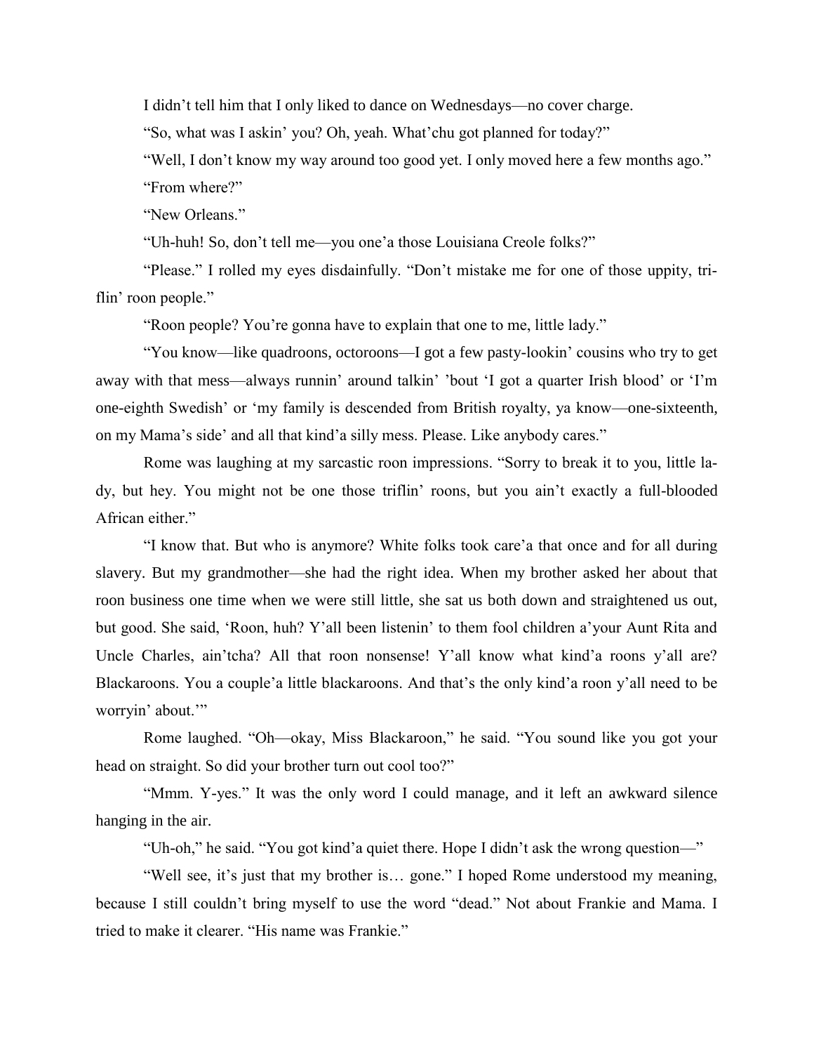I didn't tell him that I only liked to dance on Wednesdays—no cover charge.

"So, what was I askin' you? Oh, yeah. What'chu got planned for today?"

"Well, I don't know my way around too good yet. I only moved here a few months ago."

"From where?"

"New Orleans."

"Uh-huh! So, don't tell me—you one'a those Louisiana Creole folks?"

"Please." I rolled my eyes disdainfully. "Don't mistake me for one of those uppity, triflin' roon people."

"Roon people? You're gonna have to explain that one to me, little lady."

"You know—like quadroons, octoroons—I got a few pasty-lookin' cousins who try to get away with that mess—always runnin' around talkin' 'bout 'I got a quarter Irish blood' or 'I'm one-eighth Swedish' or 'my family is descended from British royalty, ya know—one-sixteenth, on my Mama's side' and all that kind'a silly mess. Please. Like anybody cares."

Rome was laughing at my sarcastic roon impressions. "Sorry to break it to you, little lady, but hey. You might not be one those triflin' roons, but you ain't exactly a full-blooded African either."

"I know that. But who is anymore? White folks took care'a that once and for all during slavery. But my grandmother—she had the right idea. When my brother asked her about that roon business one time when we were still little, she sat us both down and straightened us out, but good. She said, 'Roon, huh? Y'all been listenin' to them fool children a'your Aunt Rita and Uncle Charles, ain'tcha? All that roon nonsense! Y'all know what kind'a roons y'all are? Blackaroons. You a couple'a little blackaroons. And that's the only kind'a roon y'all need to be worryin' about.'"

Rome laughed. "Oh—okay, Miss Blackaroon," he said. "You sound like you got your head on straight. So did your brother turn out cool too?"

"Mmm. Y-yes." It was the only word I could manage, and it left an awkward silence hanging in the air.

"Uh-oh," he said. "You got kind'a quiet there. Hope I didn't ask the wrong question—"

"Well see, it's just that my brother is… gone." I hoped Rome understood my meaning, because I still couldn't bring myself to use the word "dead." Not about Frankie and Mama. I tried to make it clearer. "His name was Frankie."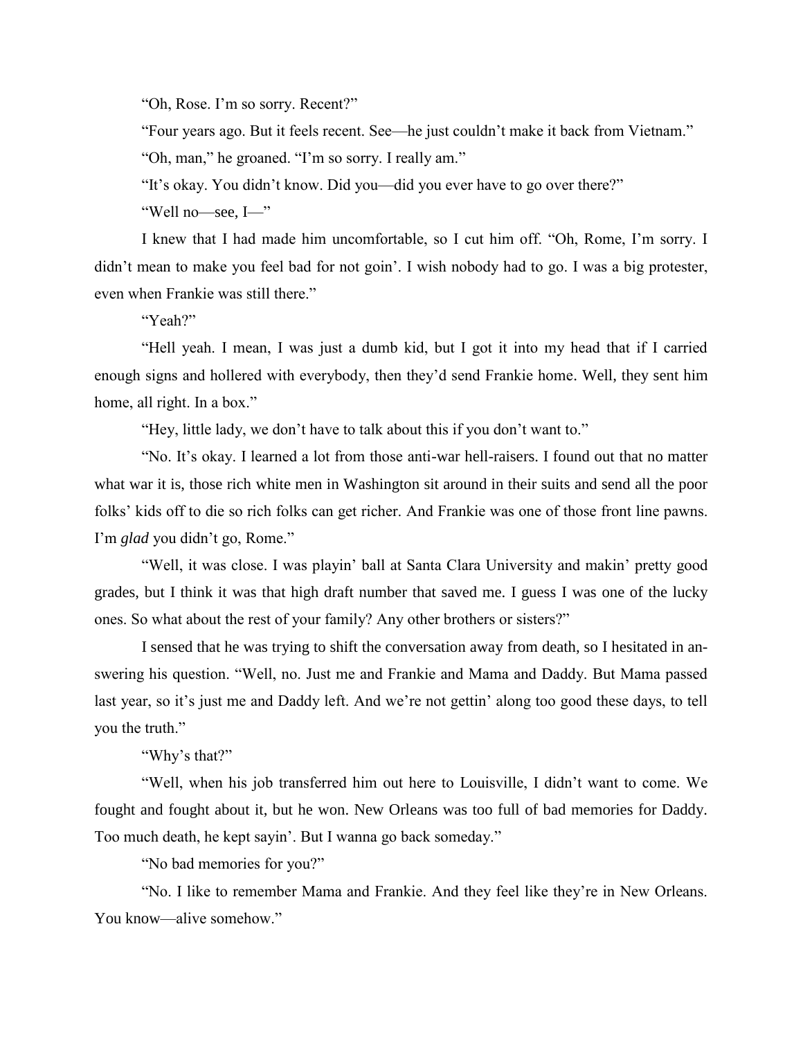"Oh, Rose. I'm so sorry. Recent?"

"Four years ago. But it feels recent. See—he just couldn't make it back from Vietnam."

"Oh, man," he groaned. "I'm so sorry. I really am."

"It's okay. You didn't know. Did you—did you ever have to go over there?"

"Well no—see, I—"

I knew that I had made him uncomfortable, so I cut him off. "Oh, Rome, I'm sorry. I didn't mean to make you feel bad for not goin'. I wish nobody had to go. I was a big protester, even when Frankie was still there."

"Yeah?"

"Hell yeah. I mean, I was just a dumb kid, but I got it into my head that if I carried enough signs and hollered with everybody, then they'd send Frankie home. Well, they sent him home, all right. In a box."

"Hey, little lady, we don't have to talk about this if you don't want to."

"No. It's okay. I learned a lot from those anti-war hell-raisers. I found out that no matter what war it is, those rich white men in Washington sit around in their suits and send all the poor folks' kids off to die so rich folks can get richer. And Frankie was one of those front line pawns. I'm *glad* you didn't go, Rome."

"Well, it was close. I was playin' ball at Santa Clara University and makin' pretty good grades, but I think it was that high draft number that saved me. I guess I was one of the lucky ones. So what about the rest of your family? Any other brothers or sisters?"

I sensed that he was trying to shift the conversation away from death, so I hesitated in answering his question. "Well, no. Just me and Frankie and Mama and Daddy. But Mama passed last year, so it's just me and Daddy left. And we're not gettin' along too good these days, to tell you the truth."

"Why's that?"

"Well, when his job transferred him out here to Louisville, I didn't want to come. We fought and fought about it, but he won. New Orleans was too full of bad memories for Daddy. Too much death, he kept sayin'. But I wanna go back someday."

"No bad memories for you?"

"No. I like to remember Mama and Frankie. And they feel like they're in New Orleans. You know—alive somehow."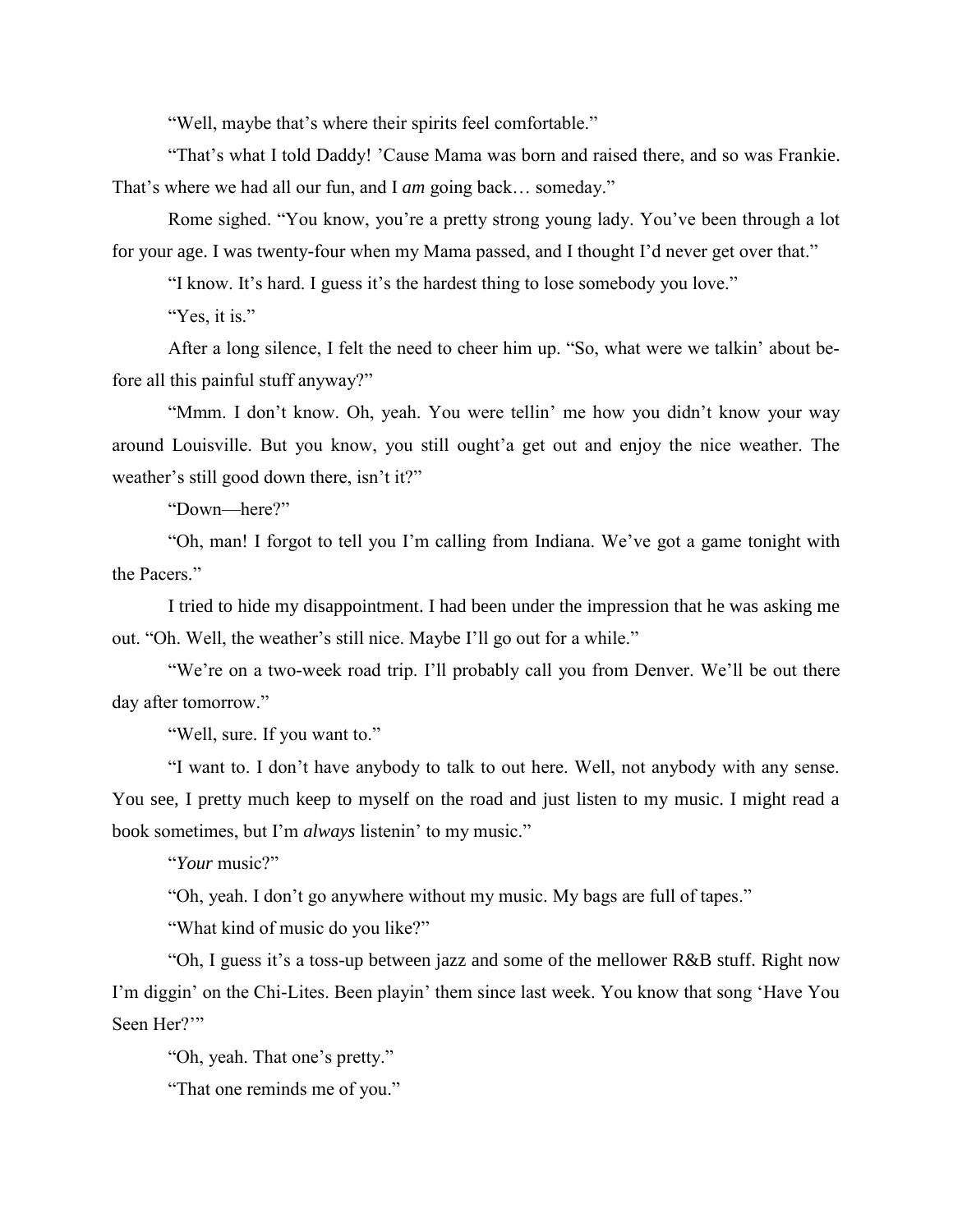"Well, maybe that's where their spirits feel comfortable."

"That's what I told Daddy! 'Cause Mama was born and raised there, and so was Frankie. That's where we had all our fun, and I *am* going back… someday."

Rome sighed. "You know, you're a pretty strong young lady. You've been through a lot for your age. I was twenty-four when my Mama passed, and I thought I'd never get over that."

"I know. It's hard. I guess it's the hardest thing to lose somebody you love."

"Yes, it is."

After a long silence, I felt the need to cheer him up. "So, what were we talkin' about before all this painful stuff anyway?"

"Mmm. I don't know. Oh, yeah. You were tellin' me how you didn't know your way around Louisville. But you know, you still ought'a get out and enjoy the nice weather. The weather's still good down there, isn't it?"

"Down—here?"

"Oh, man! I forgot to tell you I'm calling from Indiana. We've got a game tonight with the Pacers."

I tried to hide my disappointment. I had been under the impression that he was asking me out. "Oh. Well, the weather's still nice. Maybe I'll go out for a while."

"We're on a two-week road trip. I'll probably call you from Denver. We'll be out there day after tomorrow."

"Well, sure. If you want to."

"I want to. I don't have anybody to talk to out here. Well, not anybody with any sense. You see, I pretty much keep to myself on the road and just listen to my music. I might read a book sometimes, but I'm *always* listenin' to my music."

"*Your* music?"

"Oh, yeah. I don't go anywhere without my music. My bags are full of tapes."

"What kind of music do you like?"

"Oh, I guess it's a toss-up between jazz and some of the mellower R&B stuff. Right now I'm diggin' on the Chi-Lites. Been playin' them since last week. You know that song 'Have You Seen Her?'"

"Oh, yeah. That one's pretty."

"That one reminds me of you."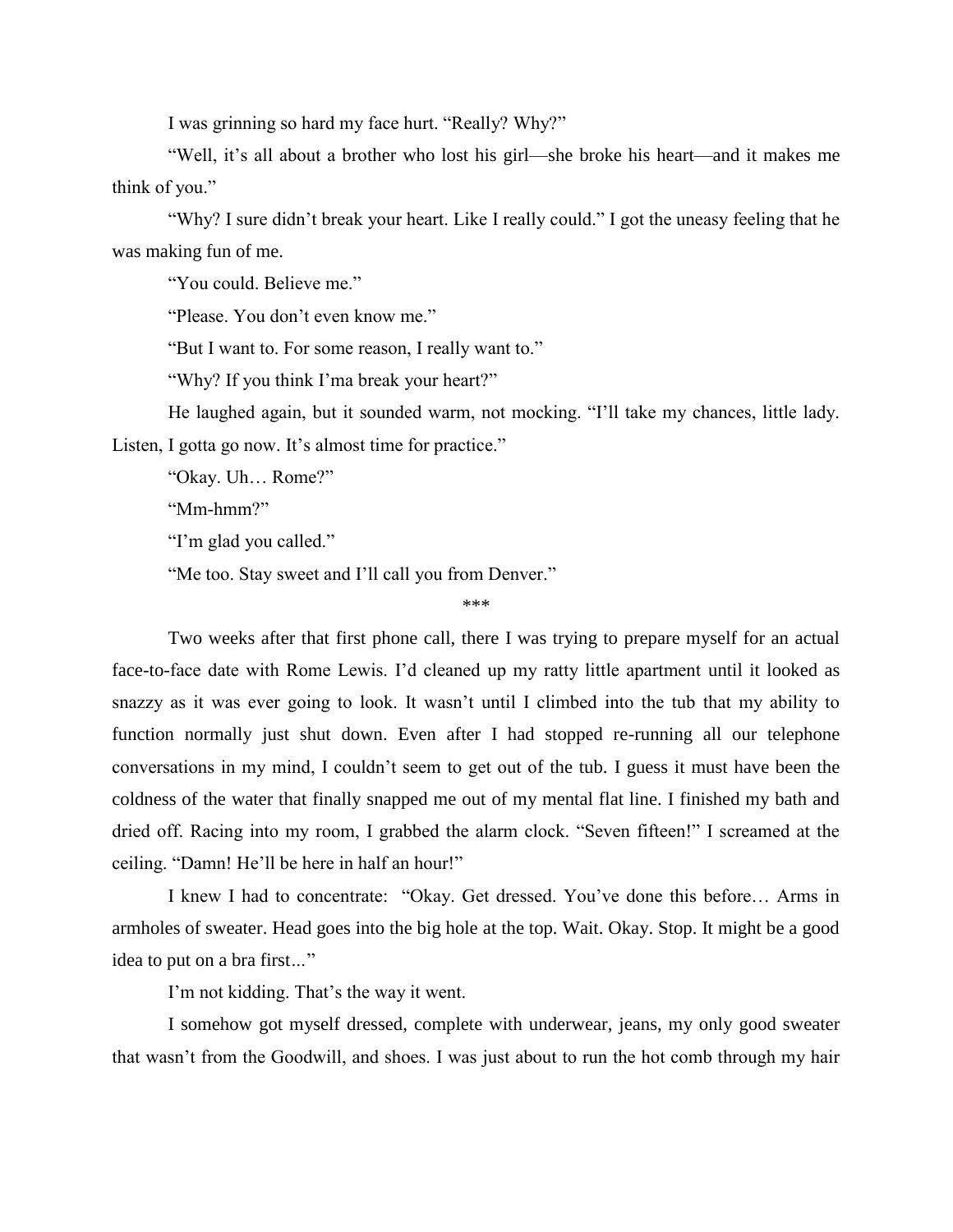I was grinning so hard my face hurt. "Really? Why?"

"Well, it's all about a brother who lost his girl—she broke his heart—and it makes me think of you."

"Why? I sure didn't break your heart. Like I really could." I got the uneasy feeling that he was making fun of me.

"You could. Believe me."

"Please. You don't even know me."

"But I want to. For some reason, I really want to."

"Why? If you think I'ma break your heart?"

He laughed again, but it sounded warm, not mocking. "I'll take my chances, little lady. Listen, I gotta go now. It's almost time for practice."

"Okay. Uh… Rome?"

"Mm-hmm?"

"I'm glad you called."

"Me too. Stay sweet and I'll call you from Denver."

***

Two weeks after that first phone call, there I was trying to prepare myself for an actual face-to-face date with Rome Lewis. I'd cleaned up my ratty little apartment until it looked as snazzy as it was ever going to look. It wasn't until I climbed into the tub that my ability to function normally just shut down. Even after I had stopped re-running all our telephone conversations in my mind, I couldn't seem to get out of the tub. I guess it must have been the coldness of the water that finally snapped me out of my mental flat line. I finished my bath and dried off. Racing into my room, I grabbed the alarm clock. "Seven fifteen!" I screamed at the ceiling. "Damn! He'll be here in half an hour!"

I knew I had to concentrate: "Okay. Get dressed. You've done this before… Arms in armholes of sweater. Head goes into the big hole at the top. Wait. Okay. Stop. It might be a good idea to put on a bra first..."

I'm not kidding. That's the way it went.

I somehow got myself dressed, complete with underwear, jeans, my only good sweater that wasn't from the Goodwill, and shoes. I was just about to run the hot comb through my hair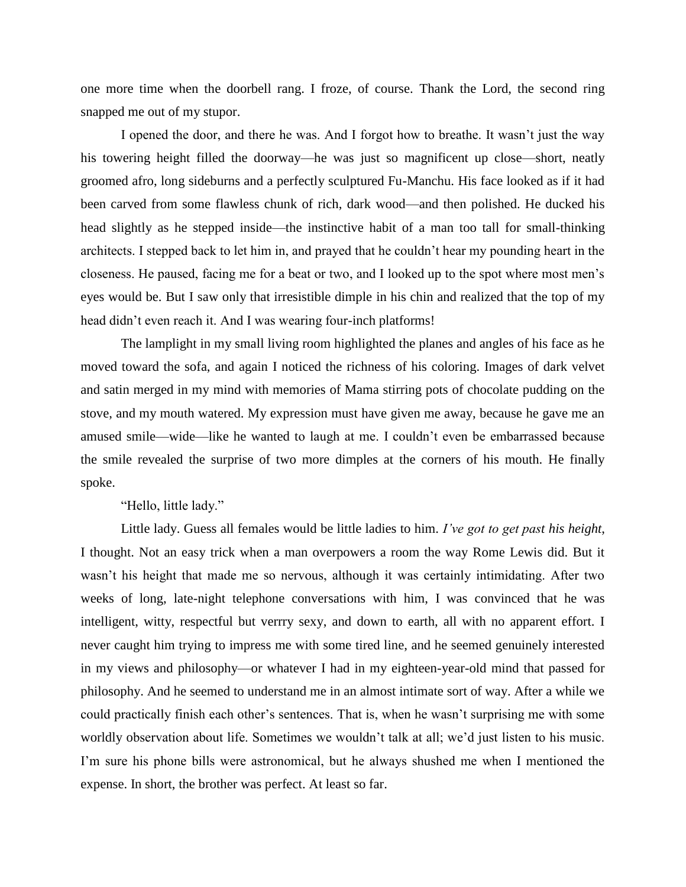one more time when the doorbell rang. I froze, of course. Thank the Lord, the second ring snapped me out of my stupor.

I opened the door, and there he was. And I forgot how to breathe. It wasn't just the way his towering height filled the doorway—he was just so magnificent up close—short, neatly groomed afro, long sideburns and a perfectly sculptured Fu-Manchu. His face looked as if it had been carved from some flawless chunk of rich, dark wood—and then polished. He ducked his head slightly as he stepped inside—the instinctive habit of a man too tall for small-thinking architects. I stepped back to let him in, and prayed that he couldn't hear my pounding heart in the closeness. He paused, facing me for a beat or two, and I looked up to the spot where most men's eyes would be. But I saw only that irresistible dimple in his chin and realized that the top of my head didn't even reach it. And I was wearing four-inch platforms!

The lamplight in my small living room highlighted the planes and angles of his face as he moved toward the sofa, and again I noticed the richness of his coloring. Images of dark velvet and satin merged in my mind with memories of Mama stirring pots of chocolate pudding on the stove, and my mouth watered. My expression must have given me away, because he gave me an amused smile—wide—like he wanted to laugh at me. I couldn't even be embarrassed because the smile revealed the surprise of two more dimples at the corners of his mouth. He finally spoke.

"Hello, little lady."

Little lady. Guess all females would be little ladies to him. *I've got to get past his height,* I thought. Not an easy trick when a man overpowers a room the way Rome Lewis did. But it wasn't his height that made me so nervous, although it was certainly intimidating. After two weeks of long, late-night telephone conversations with him, I was convinced that he was intelligent, witty, respectful but verrry sexy, and down to earth, all with no apparent effort. I never caught him trying to impress me with some tired line, and he seemed genuinely interested in my views and philosophy—or whatever I had in my eighteen-year-old mind that passed for philosophy. And he seemed to understand me in an almost intimate sort of way. After a while we could practically finish each other's sentences. That is, when he wasn't surprising me with some worldly observation about life. Sometimes we wouldn't talk at all; we'd just listen to his music. I'm sure his phone bills were astronomical, but he always shushed me when I mentioned the expense. In short, the brother was perfect. At least so far.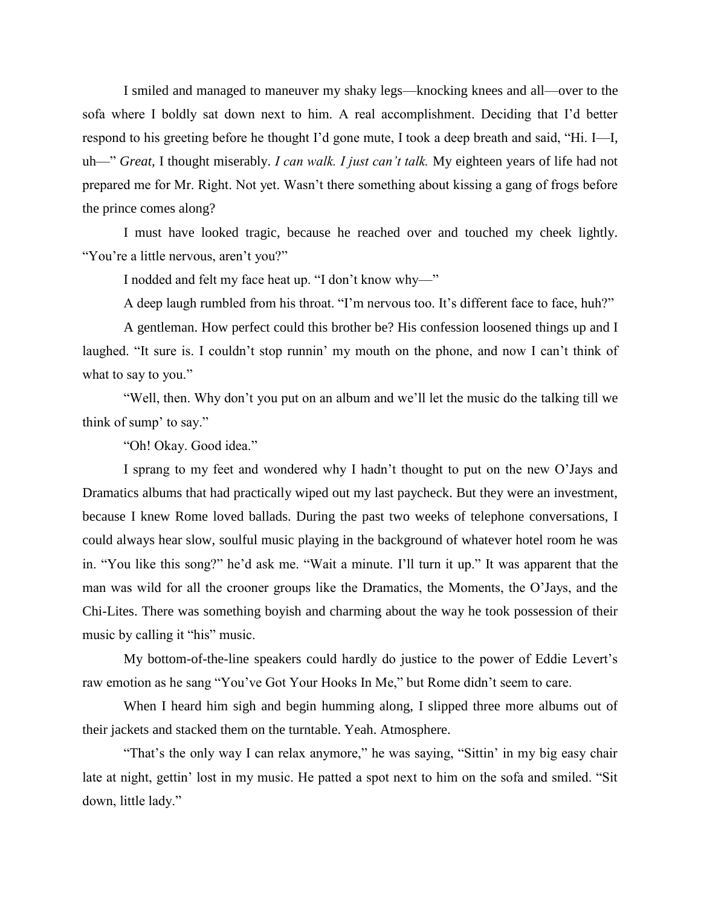I smiled and managed to maneuver my shaky legs—knocking knees and all—over to the sofa where I boldly sat down next to him. A real accomplishment. Deciding that I'd better respond to his greeting before he thought I'd gone mute, I took a deep breath and said, "Hi. I—I, uh—" *Great,* I thought miserably. *I can walk. I just can't talk.* My eighteen years of life had not prepared me for Mr. Right. Not yet. Wasn't there something about kissing a gang of frogs before the prince comes along?

I must have looked tragic, because he reached over and touched my cheek lightly. "You're a little nervous, aren't you?"

I nodded and felt my face heat up. "I don't know why—"

A deep laugh rumbled from his throat. "I'm nervous too. It's different face to face, huh?"

A gentleman. How perfect could this brother be? His confession loosened things up and I laughed. "It sure is. I couldn't stop runnin' my mouth on the phone, and now I can't think of what to say to you."

"Well, then. Why don't you put on an album and we'll let the music do the talking till we think of sump' to say."

"Oh! Okay. Good idea."

I sprang to my feet and wondered why I hadn't thought to put on the new O'Jays and Dramatics albums that had practically wiped out my last paycheck. But they were an investment, because I knew Rome loved ballads. During the past two weeks of telephone conversations, I could always hear slow, soulful music playing in the background of whatever hotel room he was in. "You like this song?" he'd ask me. "Wait a minute. I'll turn it up." It was apparent that the man was wild for all the crooner groups like the Dramatics, the Moments, the O'Jays, and the Chi-Lites. There was something boyish and charming about the way he took possession of their music by calling it "his" music.

My bottom-of-the-line speakers could hardly do justice to the power of Eddie Levert's raw emotion as he sang "You've Got Your Hooks In Me," but Rome didn't seem to care.

When I heard him sigh and begin humming along, I slipped three more albums out of their jackets and stacked them on the turntable. Yeah. Atmosphere.

"That's the only way I can relax anymore," he was saying, "Sittin' in my big easy chair late at night, gettin' lost in my music. He patted a spot next to him on the sofa and smiled. "Sit down, little lady."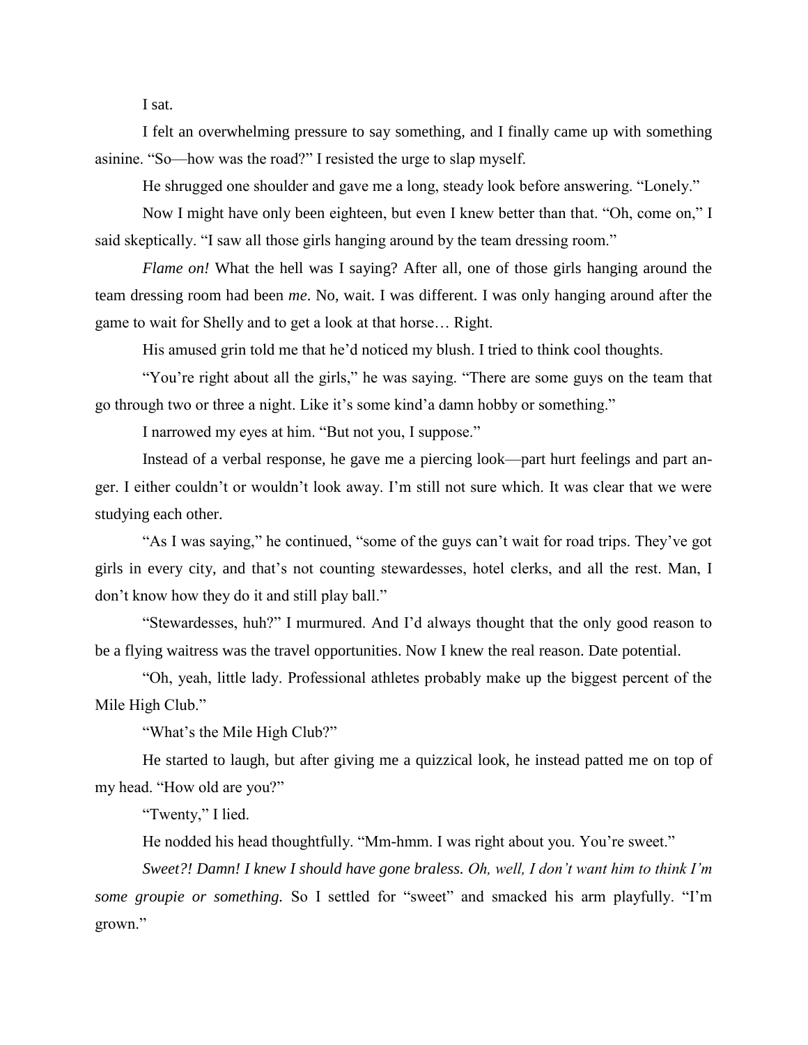I sat.

I felt an overwhelming pressure to say something, and I finally came up with something asinine. "So—how was the road?" I resisted the urge to slap myself.

He shrugged one shoulder and gave me a long, steady look before answering. "Lonely."

Now I might have only been eighteen, but even I knew better than that. "Oh, come on," I said skeptically. "I saw all those girls hanging around by the team dressing room."

*Flame on!* What the hell was I saying? After all, one of those girls hanging around the team dressing room had been *me*. No, wait. I was different. I was only hanging around after the game to wait for Shelly and to get a look at that horse… Right.

His amused grin told me that he'd noticed my blush. I tried to think cool thoughts.

"You're right about all the girls," he was saying. "There are some guys on the team that go through two or three a night. Like it's some kind'a damn hobby or something."

I narrowed my eyes at him. "But not you, I suppose."

Instead of a verbal response, he gave me a piercing look—part hurt feelings and part anger. I either couldn't or wouldn't look away. I'm still not sure which. It was clear that we were studying each other.

"As I was saying," he continued, "some of the guys can't wait for road trips. They've got girls in every city, and that's not counting stewardesses, hotel clerks, and all the rest. Man, I don't know how they do it and still play ball."

"Stewardesses, huh?" I murmured. And I'd always thought that the only good reason to be a flying waitress was the travel opportunities. Now I knew the real reason. Date potential.

"Oh, yeah, little lady. Professional athletes probably make up the biggest percent of the Mile High Club."

"What's the Mile High Club?"

He started to laugh, but after giving me a quizzical look, he instead patted me on top of my head. "How old are you?"

"Twenty," I lied.

He nodded his head thoughtfully. "Mm-hmm. I was right about you. You're sweet."

*Sweet?! Damn! I knew I should have gone braless. Oh, well, I don't want him to think I'm some groupie or something.* So I settled for "sweet" and smacked his arm playfully. "I'm grown."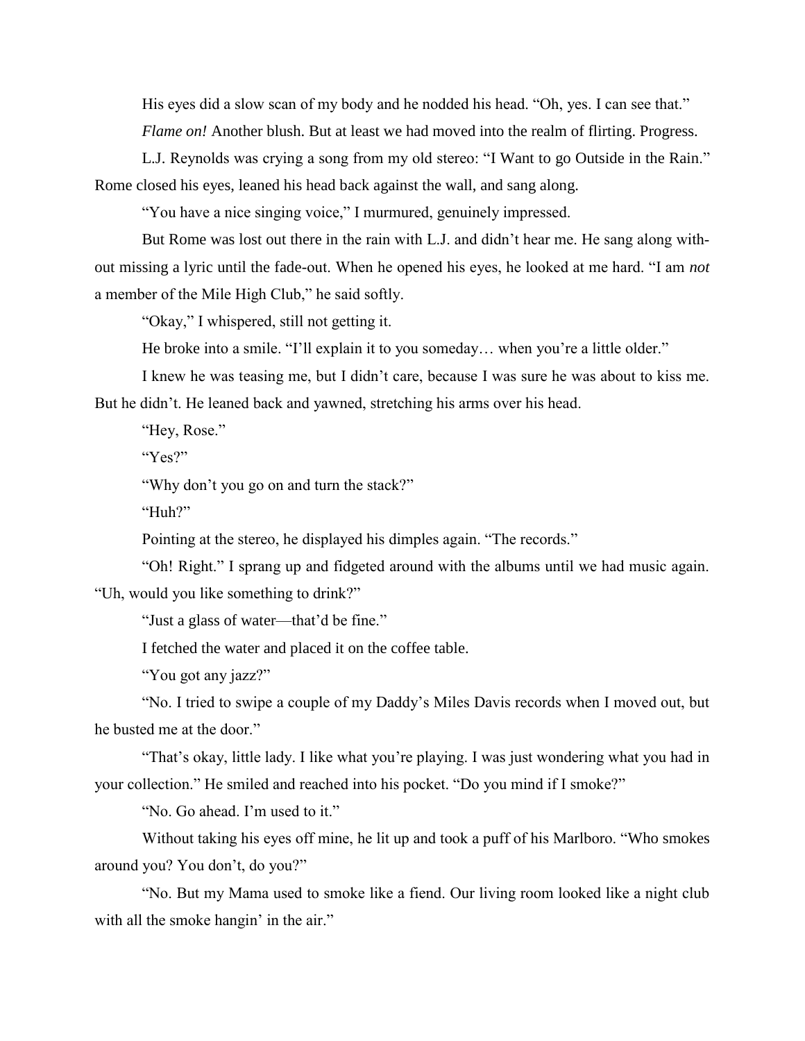His eyes did a slow scan of my body and he nodded his head. "Oh, yes. I can see that."

*Flame on!* Another blush. But at least we had moved into the realm of flirting. Progress.

L.J. Reynolds was crying a song from my old stereo: "I Want to go Outside in the Rain." Rome closed his eyes, leaned his head back against the wall, and sang along.

"You have a nice singing voice," I murmured, genuinely impressed.

But Rome was lost out there in the rain with L.J. and didn't hear me. He sang along without missing a lyric until the fade-out. When he opened his eyes, he looked at me hard. "I am *not* a member of the Mile High Club," he said softly.

"Okay," I whispered, still not getting it.

He broke into a smile. "I'll explain it to you someday… when you're a little older."

I knew he was teasing me, but I didn't care, because I was sure he was about to kiss me. But he didn't. He leaned back and yawned, stretching his arms over his head.

"Hey, Rose."

"Yes?"

"Why don't you go on and turn the stack?"

"Huh?"

Pointing at the stereo, he displayed his dimples again. "The records."

"Oh! Right." I sprang up and fidgeted around with the albums until we had music again. "Uh, would you like something to drink?"

"Just a glass of water—that'd be fine."

I fetched the water and placed it on the coffee table.

"You got any jazz?"

"No. I tried to swipe a couple of my Daddy's Miles Davis records when I moved out, but he busted me at the door."

"That's okay, little lady. I like what you're playing. I was just wondering what you had in your collection." He smiled and reached into his pocket. "Do you mind if I smoke?"

"No. Go ahead. I'm used to it."

Without taking his eyes off mine, he lit up and took a puff of his Marlboro. "Who smokes around you? You don't, do you?"

"No. But my Mama used to smoke like a fiend. Our living room looked like a night club with all the smoke hangin' in the air."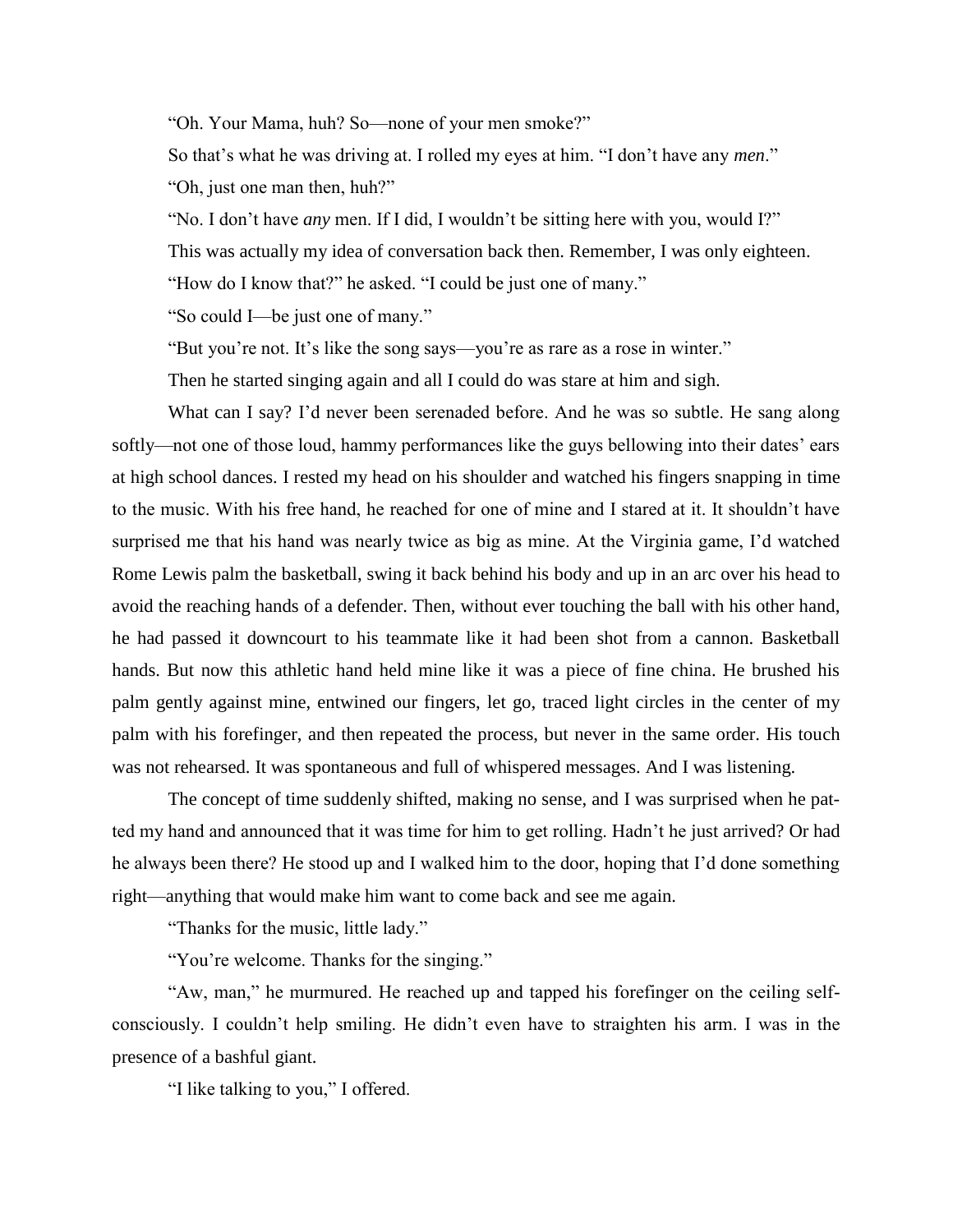"Oh. Your Mama, huh? So—none of your men smoke?"

So that's what he was driving at. I rolled my eyes at him. "I don't have any *men*."

"Oh, just one man then, huh?"

"No. I don't have *any* men. If I did, I wouldn't be sitting here with you, would I?"

This was actually my idea of conversation back then. Remember, I was only eighteen.

"How do I know that?" he asked. "I could be just one of many."

"So could I—be just one of many."

"But you're not. It's like the song says—you're as rare as a rose in winter."

Then he started singing again and all I could do was stare at him and sigh.

What can I say? I'd never been serenaded before. And he was so subtle. He sang along softly—not one of those loud, hammy performances like the guys bellowing into their dates' ears at high school dances. I rested my head on his shoulder and watched his fingers snapping in time to the music. With his free hand, he reached for one of mine and I stared at it. It shouldn't have surprised me that his hand was nearly twice as big as mine. At the Virginia game, I'd watched Rome Lewis palm the basketball, swing it back behind his body and up in an arc over his head to avoid the reaching hands of a defender. Then, without ever touching the ball with his other hand, he had passed it downcourt to his teammate like it had been shot from a cannon. Basketball hands. But now this athletic hand held mine like it was a piece of fine china. He brushed his palm gently against mine, entwined our fingers, let go, traced light circles in the center of my palm with his forefinger, and then repeated the process, but never in the same order. His touch was not rehearsed. It was spontaneous and full of whispered messages. And I was listening.

The concept of time suddenly shifted, making no sense, and I was surprised when he patted my hand and announced that it was time for him to get rolling. Hadn't he just arrived? Or had he always been there? He stood up and I walked him to the door, hoping that I'd done something right—anything that would make him want to come back and see me again.

"Thanks for the music, little lady."

"You're welcome. Thanks for the singing."

"Aw, man," he murmured. He reached up and tapped his forefinger on the ceiling self-consciously. I couldn't help smiling. He didn't even have to straighten his arm. I was in the presence of a bashful giant.

"I like talking to you," I offered.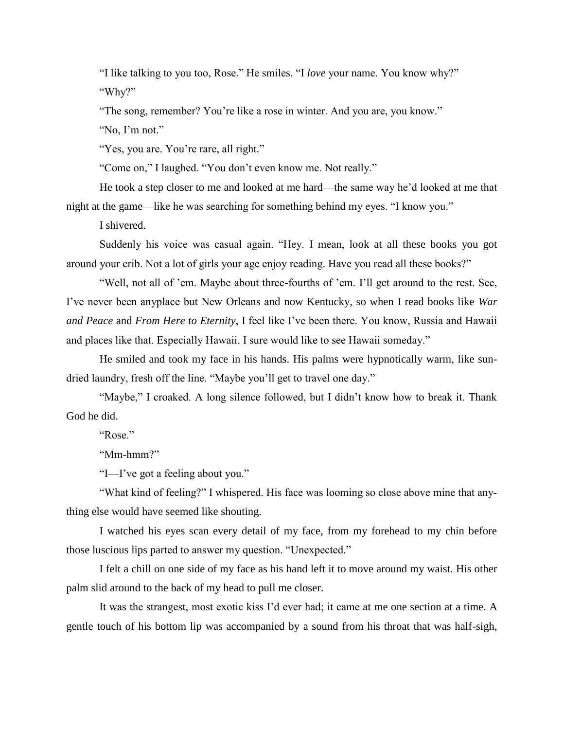"I like talking to you too, Rose." He smiles. "I *love* your name. You know why?"

"Why?"

"The song, remember? You're like a rose in winter. And you are, you know."

"No, I'm not."

"Yes, you are. You're rare, all right."

"Come on," I laughed. "You don't even know me. Not really."

He took a step closer to me and looked at me hard—the same way he'd looked at me that night at the game—like he was searching for something behind my eyes. "I know you."

I shivered.

Suddenly his voice was casual again. "Hey. I mean, look at all these books you got around your crib. Not a lot of girls your age enjoy reading. Have you read all these books?"

"Well, not all of 'em. Maybe about three-fourths of 'em. I'll get around to the rest. See, I've never been anyplace but New Orleans and now Kentucky, so when I read books like *War and Peace* and *From Here to Eternity*, I feel like I've been there. You know, Russia and Hawaii and places like that. Especially Hawaii. I sure would like to see Hawaii someday."

He smiled and took my face in his hands. His palms were hypnotically warm, like sun-dried laundry, fresh off the line. "Maybe you'll get to travel one day."

"Maybe," I croaked. A long silence followed, but I didn't know how to break it. Thank God he did.

"Rose."

"Mm-hmm?"

"I—I've got a feeling about you."

"What kind of feeling?" I whispered. His face was looming so close above mine that anything else would have seemed like shouting.

I watched his eyes scan every detail of my face, from my forehead to my chin before those luscious lips parted to answer my question. "Unexpected."

I felt a chill on one side of my face as his hand left it to move around my waist. His other palm slid around to the back of my head to pull me closer.

It was the strangest, most exotic kiss I'd ever had; it came at me one section at a time. A gentle touch of his bottom lip was accompanied by a sound from his throat that was half-sigh,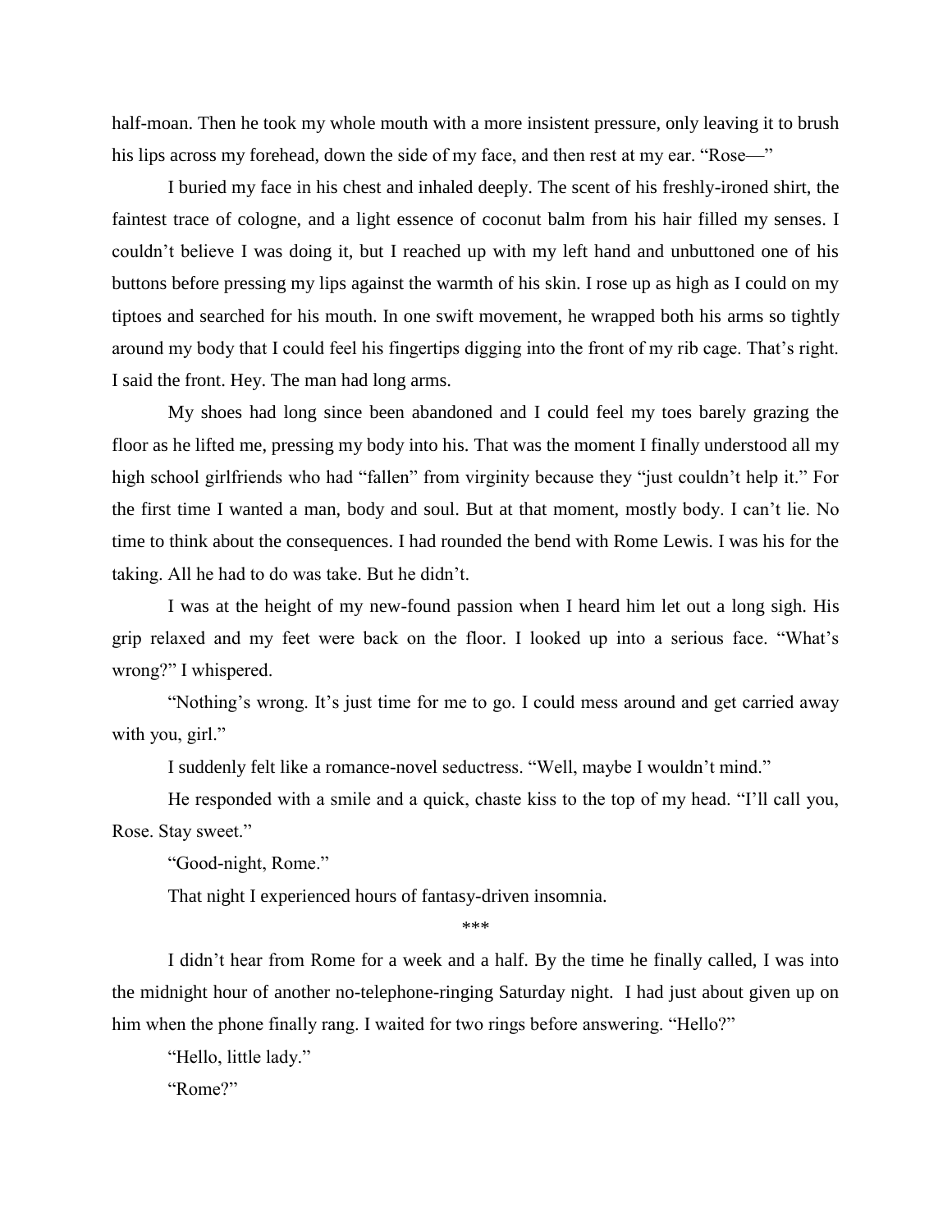half-moan. Then he took my whole mouth with a more insistent pressure, only leaving it to brush his lips across my forehead, down the side of my face, and then rest at my ear. "Rose—"

I buried my face in his chest and inhaled deeply. The scent of his freshly-ironed shirt, the faintest trace of cologne, and a light essence of coconut balm from his hair filled my senses. I couldn't believe I was doing it, but I reached up with my left hand and unbuttoned one of his buttons before pressing my lips against the warmth of his skin. I rose up as high as I could on my tiptoes and searched for his mouth. In one swift movement, he wrapped both his arms so tightly around my body that I could feel his fingertips digging into the front of my rib cage. That's right. I said the front. Hey. The man had long arms.

My shoes had long since been abandoned and I could feel my toes barely grazing the floor as he lifted me, pressing my body into his. That was the moment I finally understood all my high school girlfriends who had "fallen" from virginity because they "just couldn't help it." For the first time I wanted a man, body and soul. But at that moment, mostly body. I can't lie. No time to think about the consequences. I had rounded the bend with Rome Lewis. I was his for the taking. All he had to do was take. But he didn't.

I was at the height of my new-found passion when I heard him let out a long sigh. His grip relaxed and my feet were back on the floor. I looked up into a serious face. "What's wrong?" I whispered.

"Nothing's wrong. It's just time for me to go. I could mess around and get carried away with you, girl."

I suddenly felt like a romance-novel seductress. "Well, maybe I wouldn't mind."

He responded with a smile and a quick, chaste kiss to the top of my head. "I'll call you, Rose. Stay sweet."

"Good-night, Rome."

That night I experienced hours of fantasy-driven insomnia.

***

I didn't hear from Rome for a week and a half. By the time he finally called, I was into the midnight hour of another no-telephone-ringing Saturday night. I had just about given up on him when the phone finally rang. I waited for two rings before answering. "Hello?"

"Hello, little lady."

"Rome?"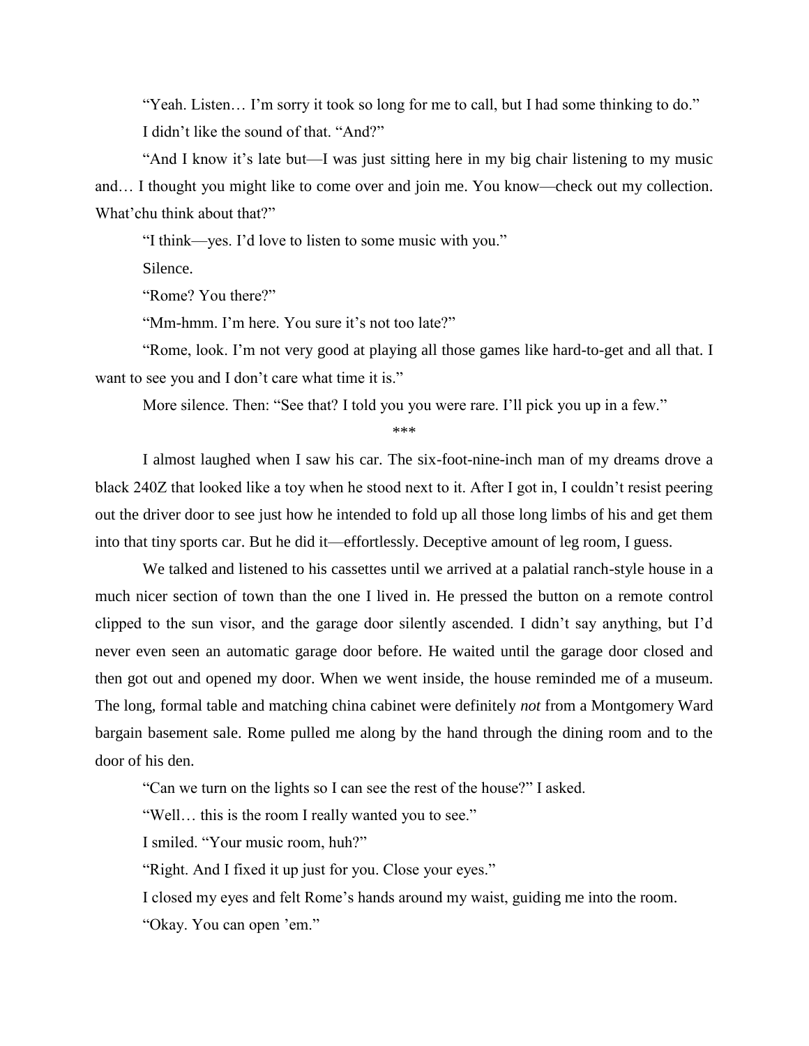"Yeah. Listen… I'm sorry it took so long for me to call, but I had some thinking to do."

I didn't like the sound of that. "And?"

"And I know it's late but—I was just sitting here in my big chair listening to my music and… I thought you might like to come over and join me. You know—check out my collection. What'chu think about that?"

"I think—yes. I'd love to listen to some music with you."

Silence.

"Rome? You there?"

"Mm-hmm. I'm here. You sure it's not too late?"

"Rome, look. I'm not very good at playing all those games like hard-to-get and all that. I want to see you and I don't care what time it is."

More silence. Then: "See that? I told you you were rare. I'll pick you up in a few."

\*\*\*

I almost laughed when I saw his car. The six-foot-nine-inch man of my dreams drove a black 240Z that looked like a toy when he stood next to it. After I got in, I couldn't resist peering out the driver door to see just how he intended to fold up all those long limbs of his and get them into that tiny sports car. But he did it—effortlessly. Deceptive amount of leg room, I guess.

We talked and listened to his cassettes until we arrived at a palatial ranch-style house in a much nicer section of town than the one I lived in. He pressed the button on a remote control clipped to the sun visor, and the garage door silently ascended. I didn't say anything, but I'd never even seen an automatic garage door before. He waited until the garage door closed and then got out and opened my door. When we went inside, the house reminded me of a museum. The long, formal table and matching china cabinet were definitely *not* from a Montgomery Ward bargain basement sale. Rome pulled me along by the hand through the dining room and to the door of his den.

"Can we turn on the lights so I can see the rest of the house?" I asked.

"Well… this is the room I really wanted you to see."

I smiled. "Your music room, huh?"

"Right. And I fixed it up just for you. Close your eyes."

I closed my eyes and felt Rome's hands around my waist, guiding me into the room.

"Okay. You can open 'em."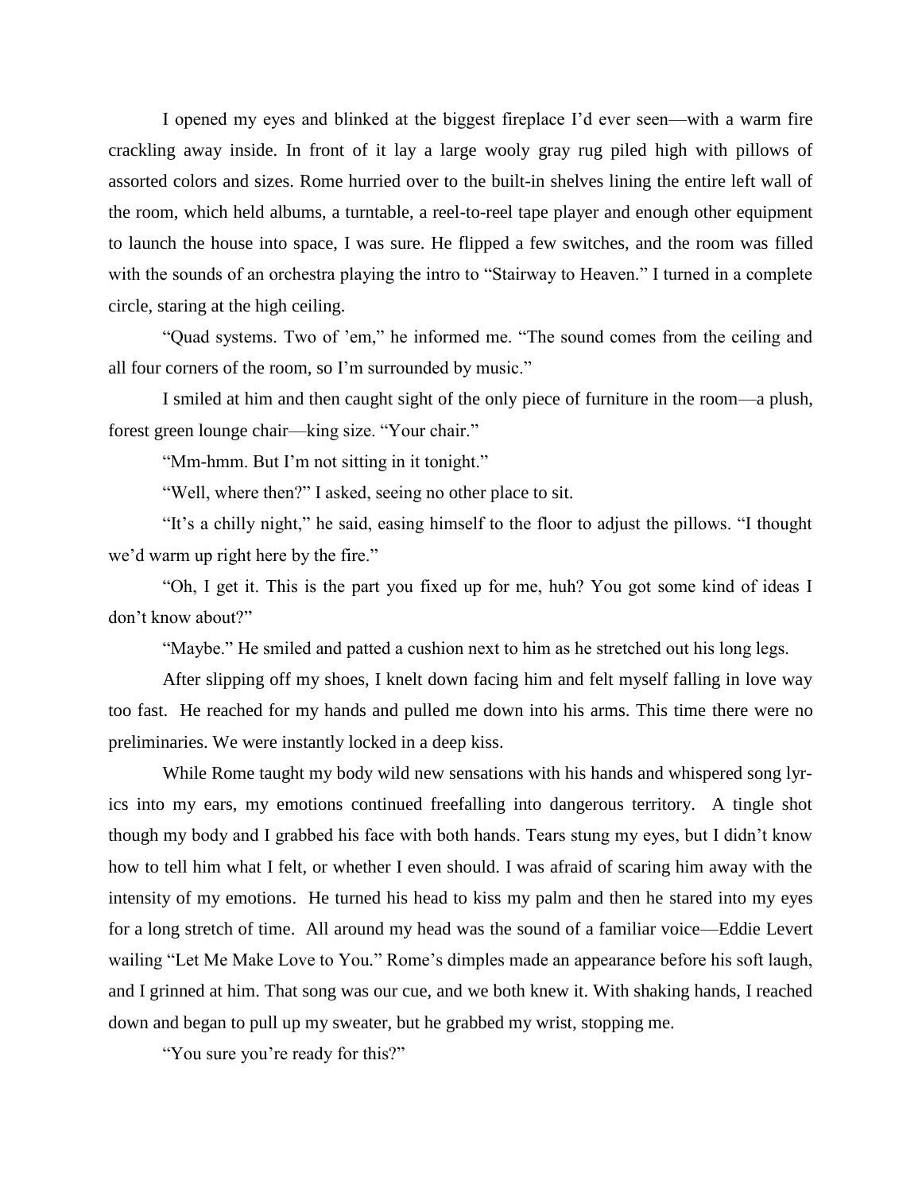I opened my eyes and blinked at the biggest fireplace I'd ever seen—with a warm fire crackling away inside. In front of it lay a large wooly gray rug piled high with pillows of assorted colors and sizes. Rome hurried over to the built-in shelves lining the entire left wall of the room, which held albums, a turntable, a reel-to-reel tape player and enough other equipment to launch the house into space, I was sure. He flipped a few switches, and the room was filled with the sounds of an orchestra playing the intro to "Stairway to Heaven." I turned in a complete circle, staring at the high ceiling.

"Quad systems. Two of 'em," he informed me. "The sound comes from the ceiling and all four corners of the room, so I'm surrounded by music."

I smiled at him and then caught sight of the only piece of furniture in the room—a plush, forest green lounge chair—king size. "Your chair."

"Mm-hmm. But I'm not sitting in it tonight."

"Well, where then?" I asked, seeing no other place to sit.

"It's a chilly night," he said, easing himself to the floor to adjust the pillows. "I thought we'd warm up right here by the fire."

"Oh, I get it. This is the part you fixed up for me, huh? You got some kind of ideas I don't know about?"

"Maybe." He smiled and patted a cushion next to him as he stretched out his long legs.

After slipping off my shoes, I knelt down facing him and felt myself falling in love way too fast. He reached for my hands and pulled me down into his arms. This time there were no preliminaries. We were instantly locked in a deep kiss.

While Rome taught my body wild new sensations with his hands and whispered song lyrics into my ears, my emotions continued freefalling into dangerous territory. A tingle shot though my body and I grabbed his face with both hands. Tears stung my eyes, but I didn't know how to tell him what I felt, or whether I even should. I was afraid of scaring him away with the intensity of my emotions. He turned his head to kiss my palm and then he stared into my eyes for a long stretch of time. All around my head was the sound of a familiar voice—Eddie Levert wailing "Let Me Make Love to You." Rome's dimples made an appearance before his soft laugh, and I grinned at him. That song was our cue, and we both knew it. With shaking hands, I reached down and began to pull up my sweater, but he grabbed my wrist, stopping me.

"You sure you're ready for this?"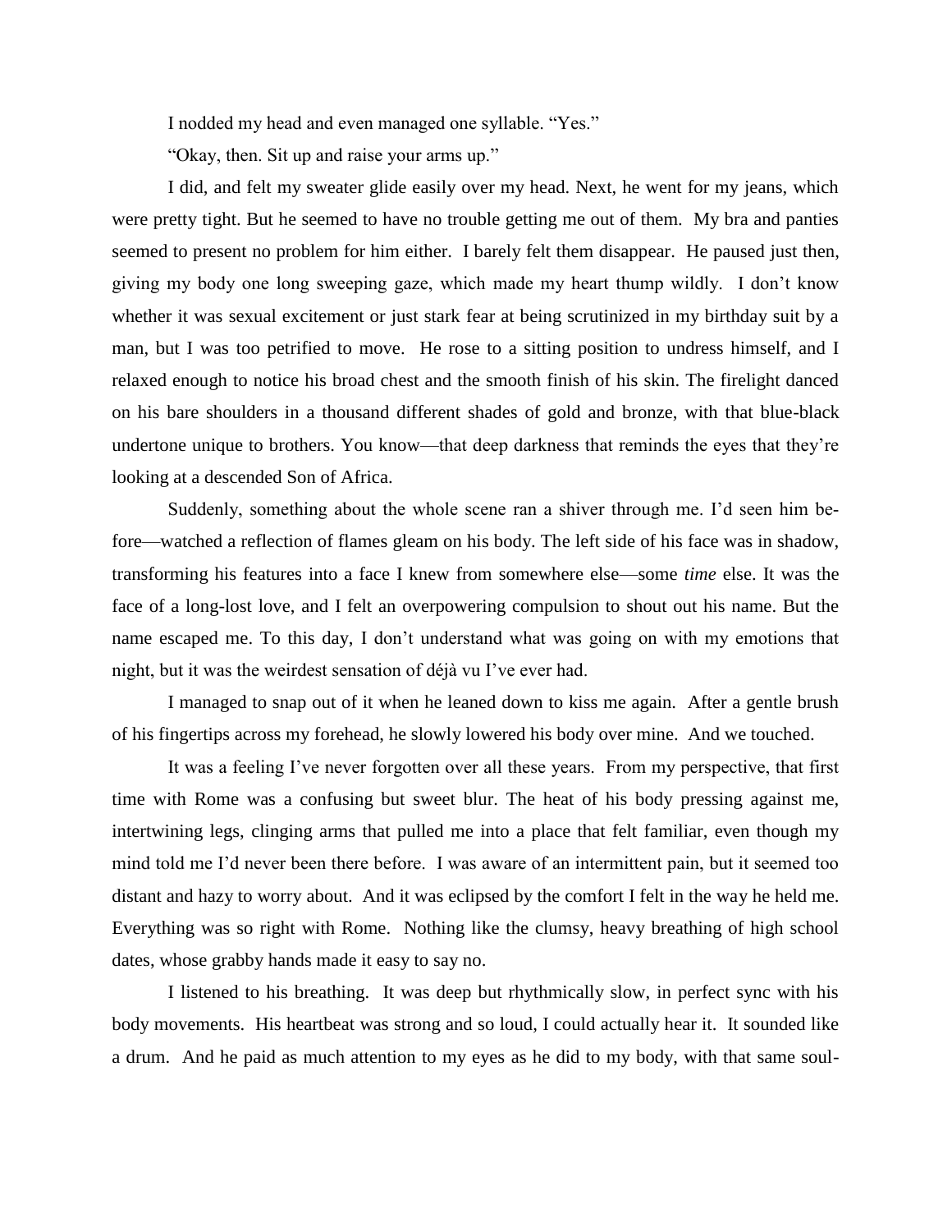I nodded my head and even managed one syllable. "Yes."

"Okay, then. Sit up and raise your arms up."

I did, and felt my sweater glide easily over my head. Next, he went for my jeans, which were pretty tight. But he seemed to have no trouble getting me out of them. My bra and panties seemed to present no problem for him either. I barely felt them disappear. He paused just then, giving my body one long sweeping gaze, which made my heart thump wildly. I don't know whether it was sexual excitement or just stark fear at being scrutinized in my birthday suit by a man, but I was too petrified to move. He rose to a sitting position to undress himself, and I relaxed enough to notice his broad chest and the smooth finish of his skin. The firelight danced on his bare shoulders in a thousand different shades of gold and bronze, with that blue-black undertone unique to brothers. You know—that deep darkness that reminds the eyes that they're looking at a descended Son of Africa.

Suddenly, something about the whole scene ran a shiver through me. I'd seen him before—watched a reflection of flames gleam on his body. The left side of his face was in shadow, transforming his features into a face I knew from somewhere else—some *time* else. It was the face of a long-lost love, and I felt an overpowering compulsion to shout out his name. But the name escaped me. To this day, I don't understand what was going on with my emotions that night, but it was the weirdest sensation of déjà vu I've ever had.

I managed to snap out of it when he leaned down to kiss me again. After a gentle brush of his fingertips across my forehead, he slowly lowered his body over mine. And we touched.

It was a feeling I've never forgotten over all these years. From my perspective, that first time with Rome was a confusing but sweet blur. The heat of his body pressing against me, intertwining legs, clinging arms that pulled me into a place that felt familiar, even though my mind told me I'd never been there before. I was aware of an intermittent pain, but it seemed too distant and hazy to worry about. And it was eclipsed by the comfort I felt in the way he held me. Everything was so right with Rome. Nothing like the clumsy, heavy breathing of high school dates, whose grabby hands made it easy to say no.

I listened to his breathing. It was deep but rhythmically slow, in perfect sync with his body movements. His heartbeat was strong and so loud, I could actually hear it. It sounded like a drum. And he paid as much attention to my eyes as he did to my body, with that same soul-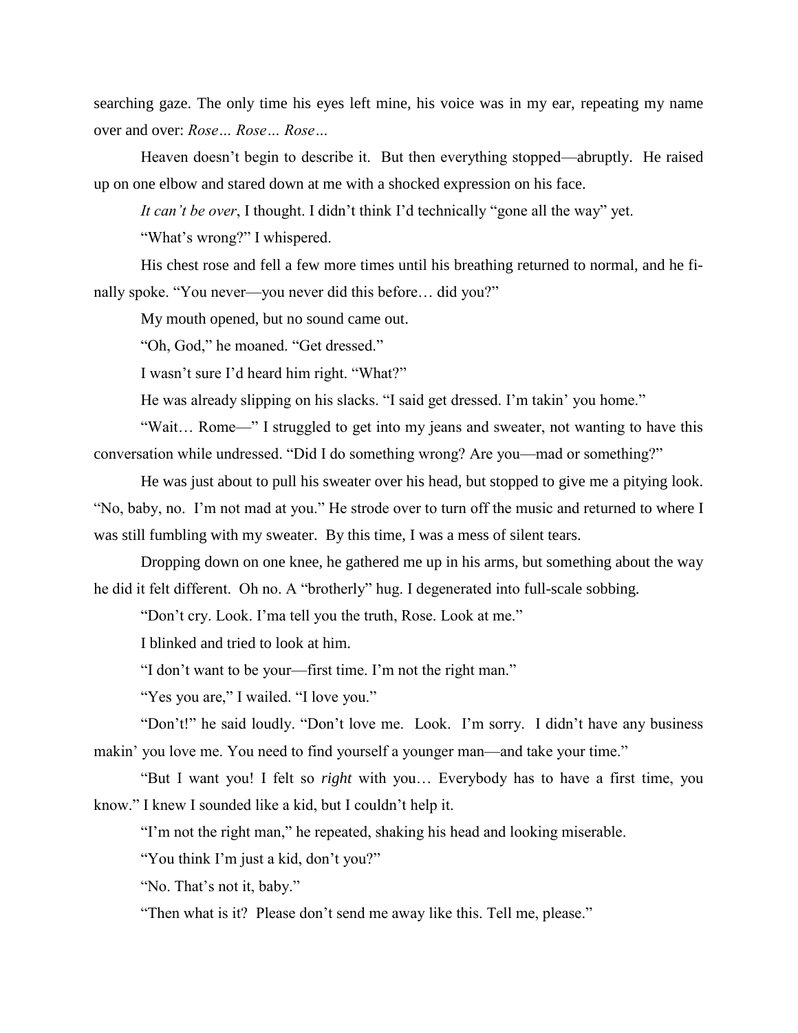searching gaze. The only time his eyes left mine, his voice was in my ear, repeating my name over and over: *Rose… Rose… Rose…*

Heaven doesn't begin to describe it. But then everything stopped—abruptly. He raised up on one elbow and stared down at me with a shocked expression on his face.

*It can't be over*, I thought. I didn't think I'd technically "gone all the way" yet.

"What's wrong?" I whispered.

His chest rose and fell a few more times until his breathing returned to normal, and he finally spoke. "You never—you never did this before… did you?"

My mouth opened, but no sound came out.

"Oh, God," he moaned. "Get dressed."

I wasn't sure I'd heard him right. "What?"

He was already slipping on his slacks. "I said get dressed. I'm takin' you home."

"Wait… Rome—" I struggled to get into my jeans and sweater, not wanting to have this conversation while undressed. "Did I do something wrong? Are you—mad or something?"

He was just about to pull his sweater over his head, but stopped to give me a pitying look. "No, baby, no. I'm not mad at you." He strode over to turn off the music and returned to where I was still fumbling with my sweater. By this time, I was a mess of silent tears.

Dropping down on one knee, he gathered me up in his arms, but something about the way he did it felt different. Oh no. A "brotherly" hug. I degenerated into full-scale sobbing.

"Don't cry. Look. I'ma tell you the truth, Rose. Look at me."

I blinked and tried to look at him.

"I don't want to be your—first time. I'm not the right man."

"Yes you are," I wailed. "I love you."

"Don't!" he said loudly. "Don't love me. Look. I'm sorry. I didn't have any business makin' you love me. You need to find yourself a younger man—and take your time."

"But I want you! I felt so *right* with you… Everybody has to have a first time, you know." I knew I sounded like a kid, but I couldn't help it.

"I'm not the right man," he repeated, shaking his head and looking miserable.

"You think I'm just a kid, don't you?"

"No. That's not it, baby."

"Then what is it? Please don't send me away like this. Tell me, please."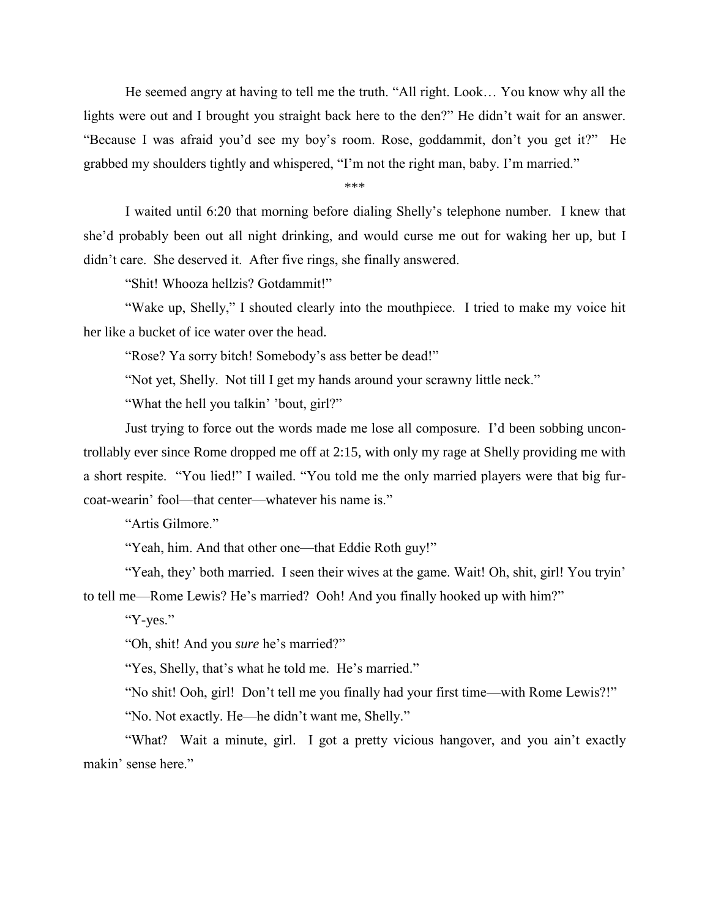He seemed angry at having to tell me the truth. "All right. Look… You know why all the lights were out and I brought you straight back here to the den?" He didn't wait for an answer. "Because I was afraid you'd see my boy's room. Rose, goddammit, don't you get it?" He grabbed my shoulders tightly and whispered, "I'm not the right man, baby. I'm married."

\*\*\*

I waited until 6:20 that morning before dialing Shelly's telephone number. I knew that she'd probably been out all night drinking, and would curse me out for waking her up, but I didn't care. She deserved it. After five rings, she finally answered.

"Shit! Whooza hellzis? Gotdammit!"

"Wake up, Shelly," I shouted clearly into the mouthpiece. I tried to make my voice hit her like a bucket of ice water over the head.

"Rose? Ya sorry bitch! Somebody's ass better be dead!"

"Not yet, Shelly. Not till I get my hands around your scrawny little neck."

"What the hell you talkin' 'bout, girl?"

Just trying to force out the words made me lose all composure. I'd been sobbing uncontrollably ever since Rome dropped me off at 2:15, with only my rage at Shelly providing me with a short respite. "You lied!" I wailed. "You told me the only married players were that big fur-coat-wearin' fool—that center—whatever his name is."

"Artis Gilmore."

"Yeah, him. And that other one—that Eddie Roth guy!"

"Yeah, they' both married. I seen their wives at the game. Wait! Oh, shit, girl! You tryin' to tell me—Rome Lewis? He's married? Ooh! And you finally hooked up with him?"

"Y-yes."

"Oh, shit! And you *sure* he's married?"

"Yes, Shelly, that's what he told me. He's married."

"No shit! Ooh, girl! Don't tell me you finally had your first time—with Rome Lewis?!"

"No. Not exactly. He—he didn't want me, Shelly."

"What? Wait a minute, girl. I got a pretty vicious hangover, and you ain't exactly makin' sense here."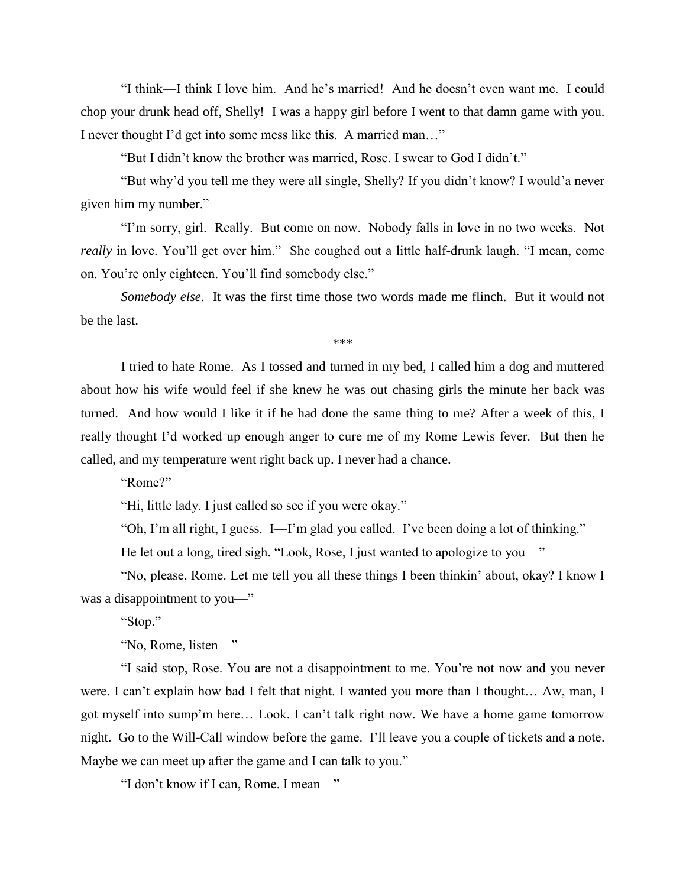"I think—I think I love him. And he's married! And he doesn't even want me. I could chop your drunk head off, Shelly! I was a happy girl before I went to that damn game with you. I never thought I'd get into some mess like this. A married man…"

"But I didn't know the brother was married, Rose. I swear to God I didn't."

"But why'd you tell me they were all single, Shelly? If you didn't know? I would'a never given him my number."

"I'm sorry, girl. Really. But come on now. Nobody falls in love in no two weeks. Not *really* in love. You'll get over him." She coughed out a little half-drunk laugh. "I mean, come on. You're only eighteen. You'll find somebody else."

*Somebody else*. It was the first time those two words made me flinch. But it would not be the last.

***

I tried to hate Rome. As I tossed and turned in my bed, I called him a dog and muttered about how his wife would feel if she knew he was out chasing girls the minute her back was turned. And how would I like it if he had done the same thing to me? After a week of this, I really thought I'd worked up enough anger to cure me of my Rome Lewis fever. But then he called, and my temperature went right back up. I never had a chance.

"Rome?"

"Hi, little lady. I just called so see if you were okay."

"Oh, I'm all right, I guess. I—I'm glad you called. I've been doing a lot of thinking."

He let out a long, tired sigh. "Look, Rose, I just wanted to apologize to you—"

"No, please, Rome. Let me tell you all these things I been thinkin' about, okay? I know I was a disappointment to you—"

"Stop."

"No, Rome, listen—"

"I said stop, Rose. You are not a disappointment to me. You're not now and you never were. I can't explain how bad I felt that night. I wanted you more than I thought… Aw, man, I got myself into sump'm here… Look. I can't talk right now. We have a home game tomorrow night. Go to the Will-Call window before the game. I'll leave you a couple of tickets and a note. Maybe we can meet up after the game and I can talk to you."

"I don't know if I can, Rome. I mean—"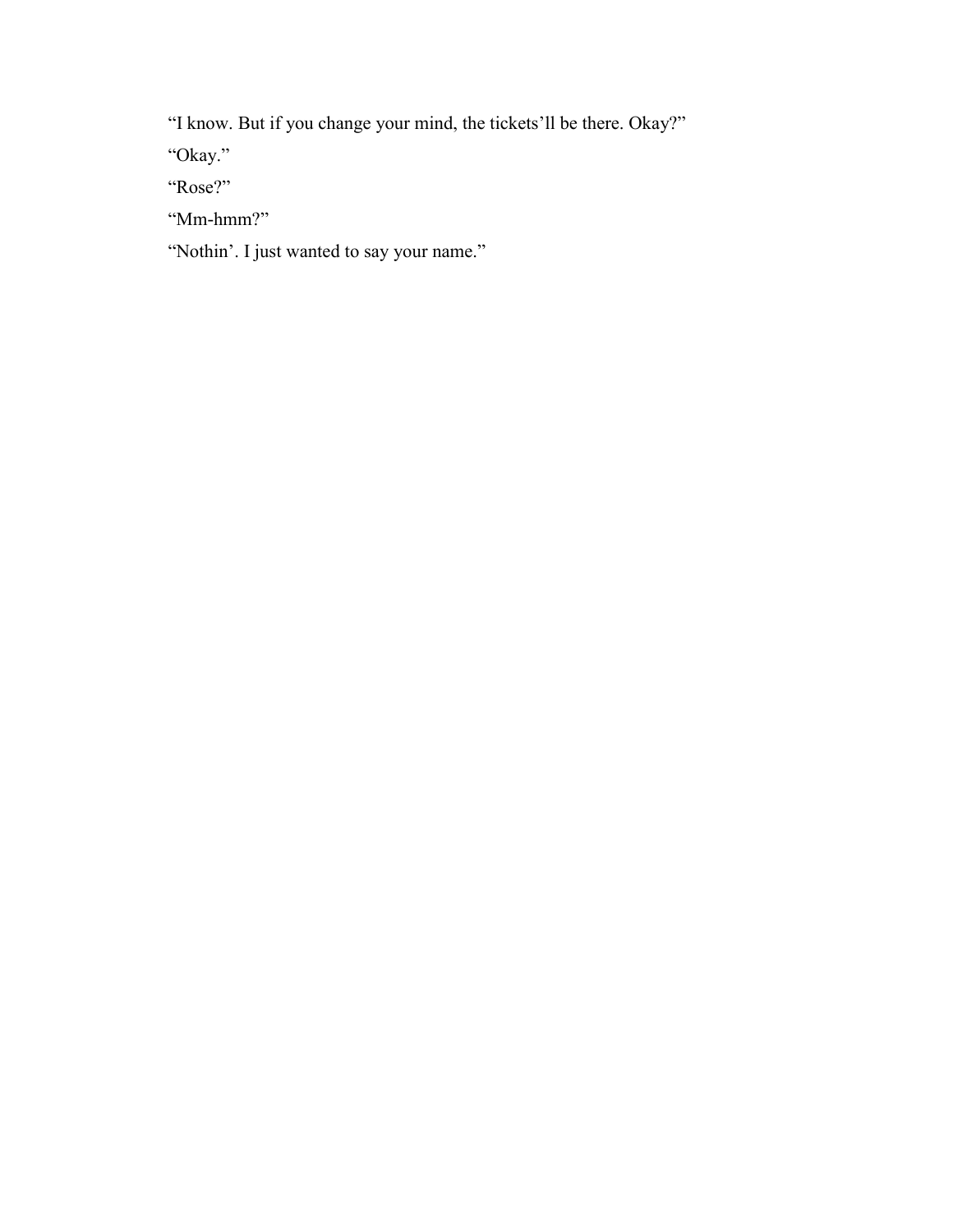"I know. But if you change your mind, the tickets'll be there. Okay?"

"Okay."

"Rose?"

"Mm-hmm?"

"Nothin'. I just wanted to say your name."